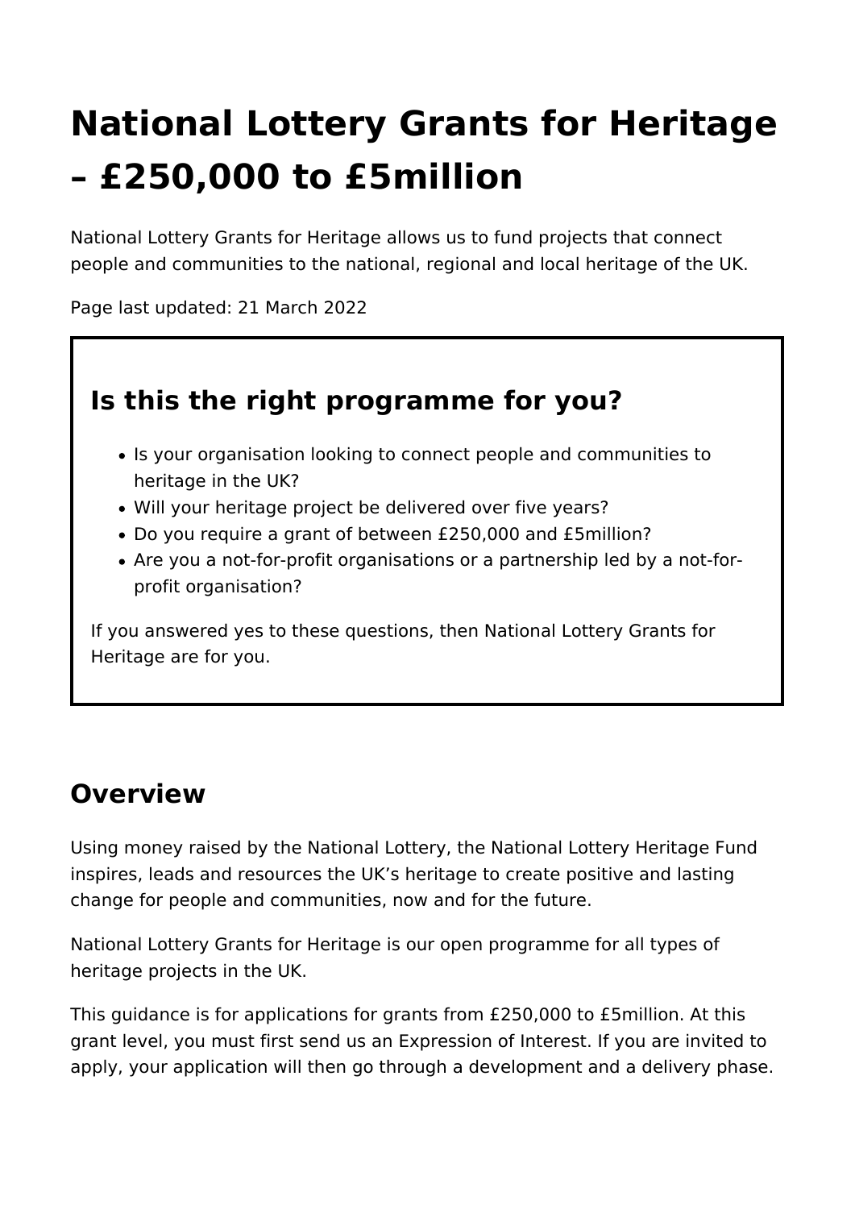# National Lottery Grants for Heritage – £250,000 to £5million

National Lottery Grants for Heritage allows us to fund projects that connect people and communities to the national, regional and local heritage of the UK.

Page last updated: 21 March 2022

## Is this the right programme for you?

- Is your organisation looking to connect people and communities to heritage in the UK?
- Will your heritage project be delivered over five years?
- Do you require a grant of between £250,000 and £5million?
- Are you a not-for-profit organisations or a partnership led by a not-for-profit organisation?

If you answered yes to these questions, then National Lottery Grants for Heritage are for you.

## Overview

Using money raised by the National Lottery, the National Lottery Heritage Fund inspires, leads and resources the UK's heritage to create positive and lasting change for people and communities, now and for the future.

National Lottery Grants for Heritage is our open programme for all types of heritage projects in the UK.

This guidance is for applications for grants from £250,000 to £5million. At this grant level, you must first send us an Expression of Interest. If you are invited to apply, your application will then go through a development and a delivery phase.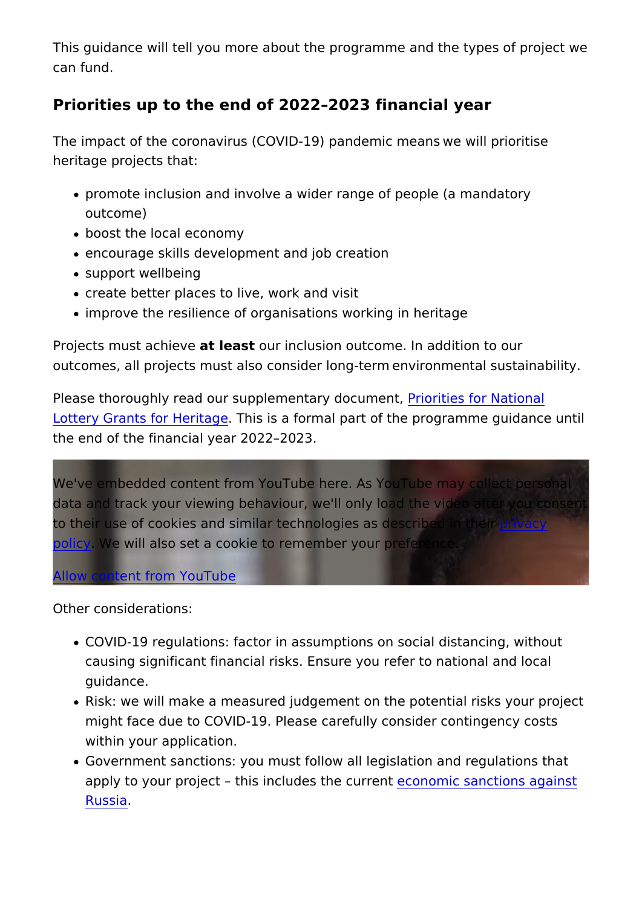This guidance will tell you more about the programme and the types of project we can fund.

## Priorities up to the end of 2022–2023 financial year

The impact of the coronavirus (COVID-19) pandemic means we will prioritise heritage projects that:

- promote inclusion and involve a wider range of people (a mandatory outcome)
- boost the local economy
- encourage skills development and job creation
- support wellbeing
- create better places to live, work and visit
- improve the resilience of organisations working in heritage

Projects must achieve **at least** our inclusion outcome. In addition to our outcomes, all projects must also consider long-term environmental sustainability.

Please thoroughly read our supplementary document, Priorities for National Lottery Grants for Heritage. This is a formal part of the programme guidance until the end of the financial year 2022–2023.

We've embedded content from YouTube here. As YouTube may collect personal data and track your viewing behaviour, we'll only load the video after you consent to their use of cookies and similar technologies as described in their privacy policy. We will also set a cookie to remember your preference.

Allow content from YouTube

Other considerations:

- COVID-19 regulations: factor in assumptions on social distancing, without causing significant financial risks. Ensure you refer to national and local guidance.
- Risk: we will make a measured judgement on the potential risks your project might face due to COVID-19. Please carefully consider contingency costs within your application.
- Government sanctions: you must follow all legislation and regulations that apply to your project – this includes the current economic sanctions against Russia.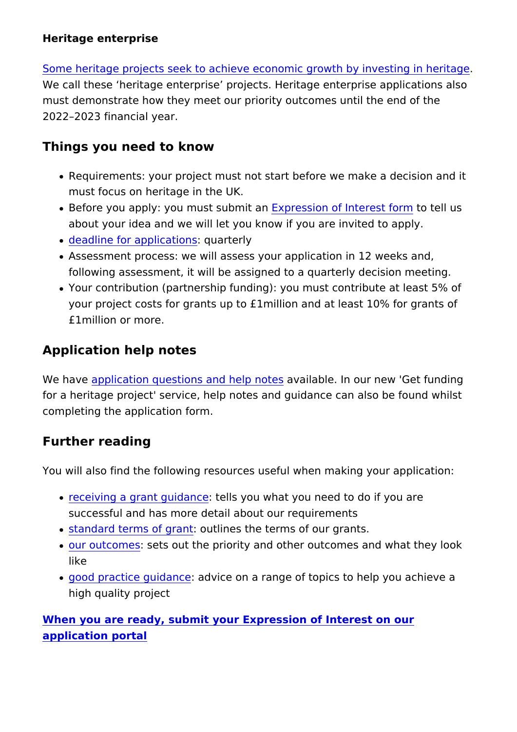**Heritage enterprise**

Some heritage projects seek to achieve economic growth by investing in heritage. We call these 'heritage enterprise' projects. Heritage enterprise applications also must demonstrate how they meet our priority outcomes until the end of the 2022–2023 financial year.

## Things you need to know

- Requirements: your project must not start before we make a decision and it must focus on heritage in the UK.
- Before you apply: you must submit an Expression of Interest form to tell us about your idea and we will let you know if you are invited to apply.
- deadline for applications: quarterly
- Assessment process: we will assess your application in 12 weeks and, following assessment, it will be assigned to a quarterly decision meeting.
- Your contribution (partnership funding): you must contribute at least 5% of your project costs for grants up to £1million and at least 10% for grants of £1million or more.

## Application help notes

We have application questions and help notes available. In our new 'Get funding for a heritage project' service, help notes and guidance can also be found whilst completing the application form.

## Further reading

You will also find the following resources useful when making your application:

- receiving a grant guidance: tells you what you need to do if you are successful and has more detail about our requirements
- standard terms of grant: outlines the terms of our grants.
- our outcomes: sets out the priority and other outcomes and what they look like
- good practice guidance: advice on a range of topics to help you achieve a high quality project

**When you are ready, submit your Expression of Interest on our application portal**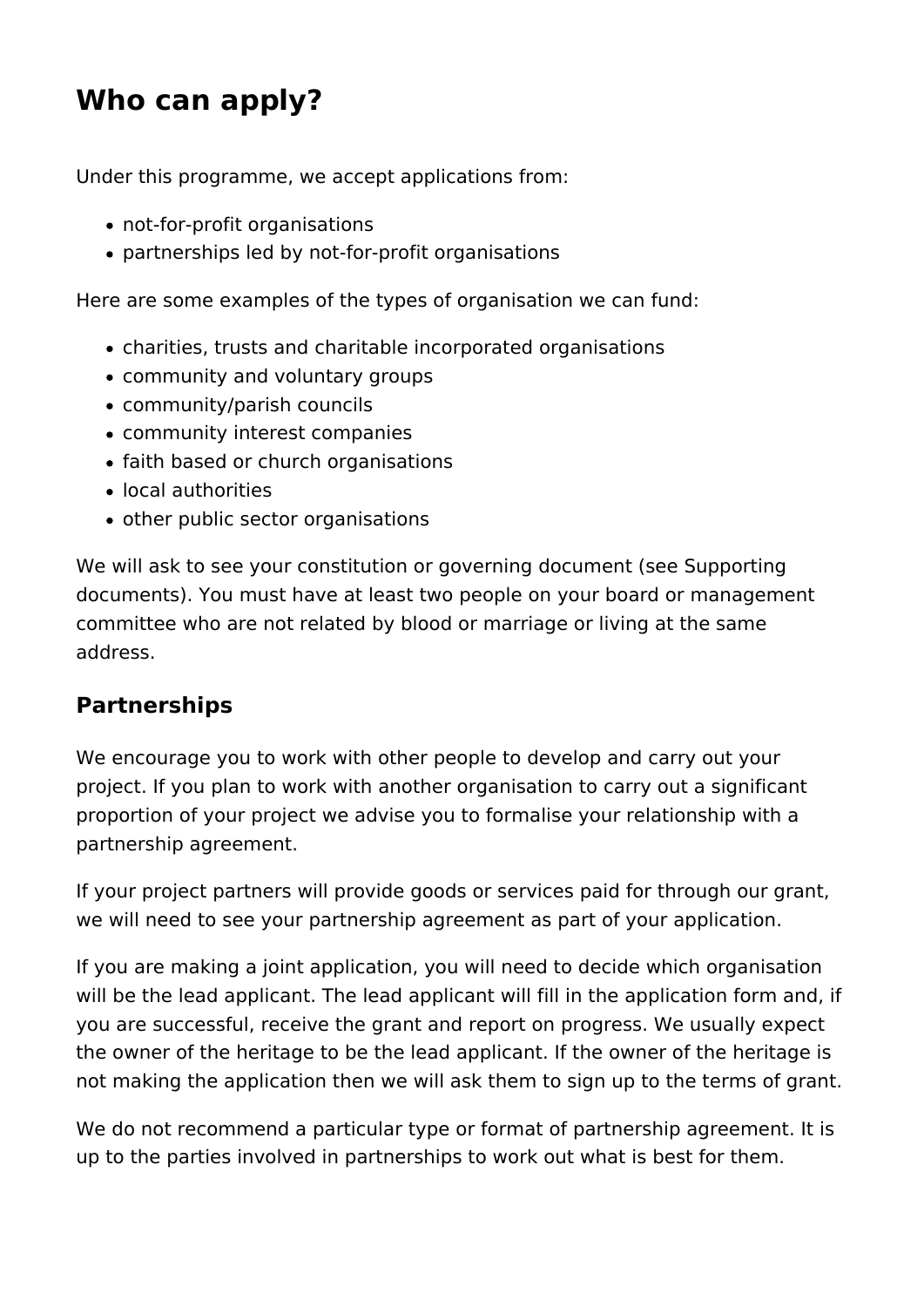# Who can apply?

Under this programme, we accept applications from:

- not-for-profit organisations
- partnerships led by not-for-profit organisations

Here are some examples of the types of organisation we can fund:

- charities, trusts and charitable incorporated organisations
- community and voluntary groups
- community/parish councils
- community interest companies
- faith based or church organisations
- local authorities
- other public sector organisations

We will ask to see your constitution or governing document (see Supporting documents). You must have at least two people on your board or management committee who are not related by blood or marriage or living at the same address.

## Partnerships

We encourage you to work with other people to develop and carry out your project. If you plan to work with another organisation to carry out a significant proportion of your project we advise you to formalise your relationship with a partnership agreement.

If your project partners will provide goods or services paid for through our grant, we will need to see your partnership agreement as part of your application.

If you are making a joint application, you will need to decide which organisation will be the lead applicant. The lead applicant will fill in the application form and, if you are successful, receive the grant and report on progress. We usually expect the owner of the heritage to be the lead applicant. If the owner of the heritage is not making the application then we will ask them to sign up to the terms of grant.

We do not recommend a particular type or format of partnership agreement. It is up to the parties involved in partnerships to work out what is best for them.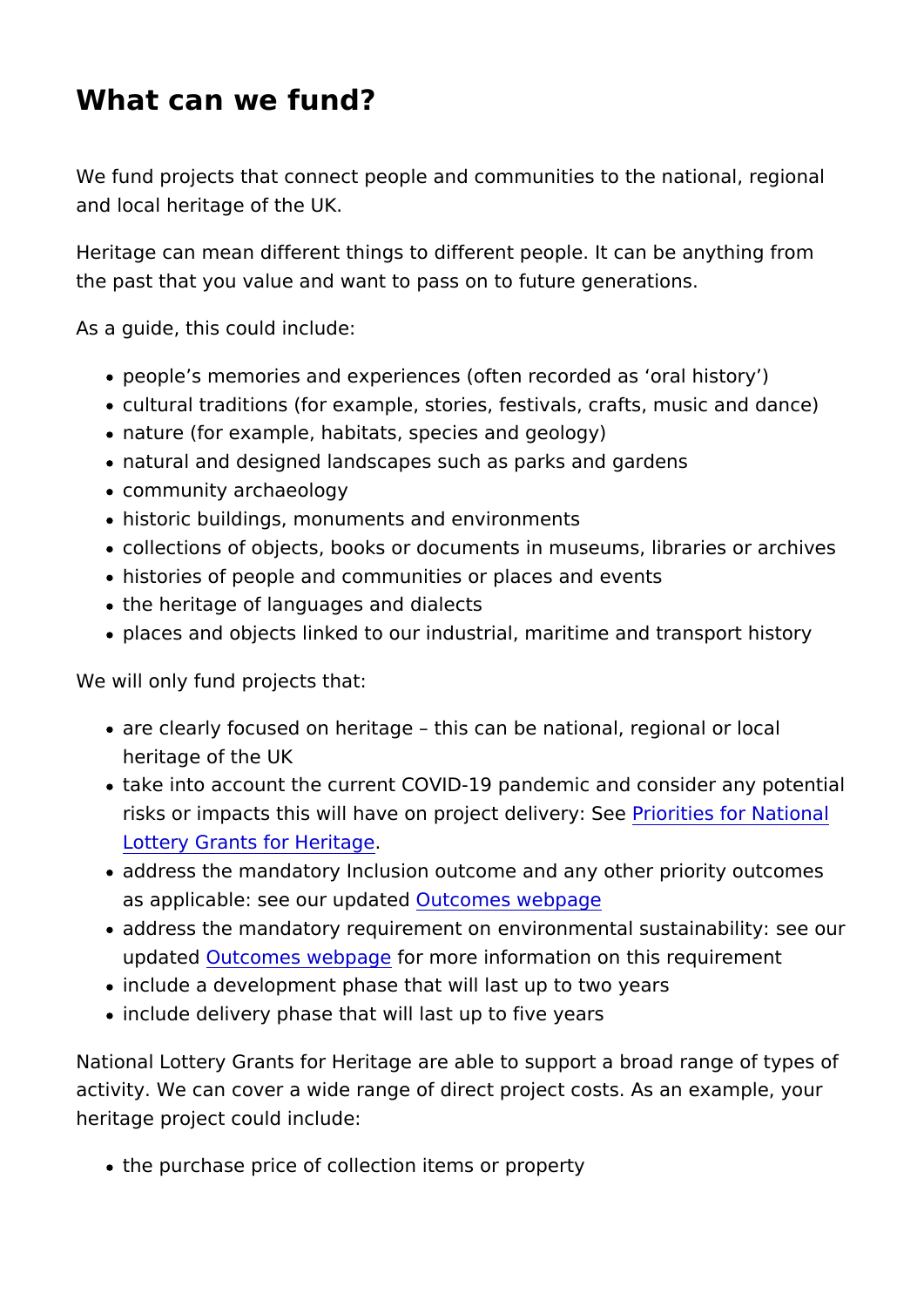# What can we fund?

We fund projects that connect people and communities to the national, regional and local heritage of the UK.

Heritage can mean different things to different people. It can be anything from the past that you value and want to pass on to future generations.

As a guide, this could include:

- people's memories and experiences (often recorded as 'oral history')
- cultural traditions (for example, stories, festivals, crafts, music and dance)
- nature (for example, habitats, species and geology)
- natural and designed landscapes such as parks and gardens
- community archaeology
- historic buildings, monuments and environments
- collections of objects, books or documents in museums, libraries or archives
- histories of people and communities or places and events
- the heritage of languages and dialects
- places and objects linked to our industrial, maritime and transport history

We will only fund projects that:

- are clearly focused on heritage – this can be national, regional or local heritage of the UK
- take into account the current COVID-19 pandemic and consider any potential risks or impacts this will have on project delivery: See Priorities for National Lottery Grants for Heritage.
- address the mandatory Inclusion outcome and any other priority outcomes as applicable: see our updated Outcomes webpage
- address the mandatory requirement on environmental sustainability: see our updated Outcomes webpage for more information on this requirement
- include a development phase that will last up to two years
- include delivery phase that will last up to five years

National Lottery Grants for Heritage are able to support a broad range of types of activity. We can cover a wide range of direct project costs. As an example, your heritage project could include:

- the purchase price of collection items or property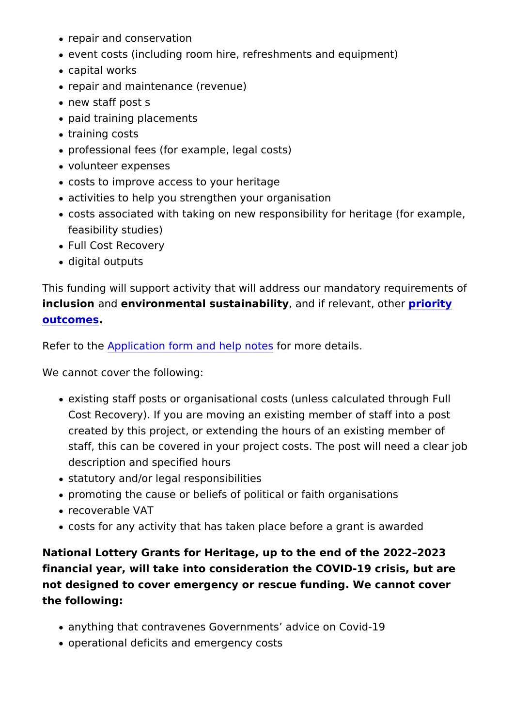- repair and conservation
- event costs (including room hire, refreshments and equipment)
- capital works
- repair and maintenance (revenue)
- new staff post s
- paid training placements
- training costs
- professional fees (for example, legal costs)
- volunteer expenses
- costs to improve access to your heritage
- activities to help you strengthen your organisation
- costs associated with taking on new responsibility for heritage (for example, feasibility studies)
- Full Cost Recovery
- digital outputs

This funding will support activity that will address our mandatory requirements of **inclusion** and **environmental sustainability**, and if relevant, other **priority outcomes**.

Refer to the Application form and help notes for more details.

We cannot cover the following:

- existing staff posts or organisational costs (unless calculated through Full Cost Recovery). If you are moving an existing member of staff into a post created by this project, or extending the hours of an existing member of staff, this can be covered in your project costs. The post will need a clear job description and specified hours
- statutory and/or legal responsibilities
- promoting the cause or beliefs of political or faith organisations
- recoverable VAT
- costs for any activity that has taken place before a grant is awarded

**National Lottery Grants for Heritage, up to the end of the 2022–2023 financial year, will take into consideration the COVID-19 crisis, but are not designed to cover emergency or rescue funding. We cannot cover the following:**

- anything that contravenes Governments' advice on Covid-19
- operational deficits and emergency costs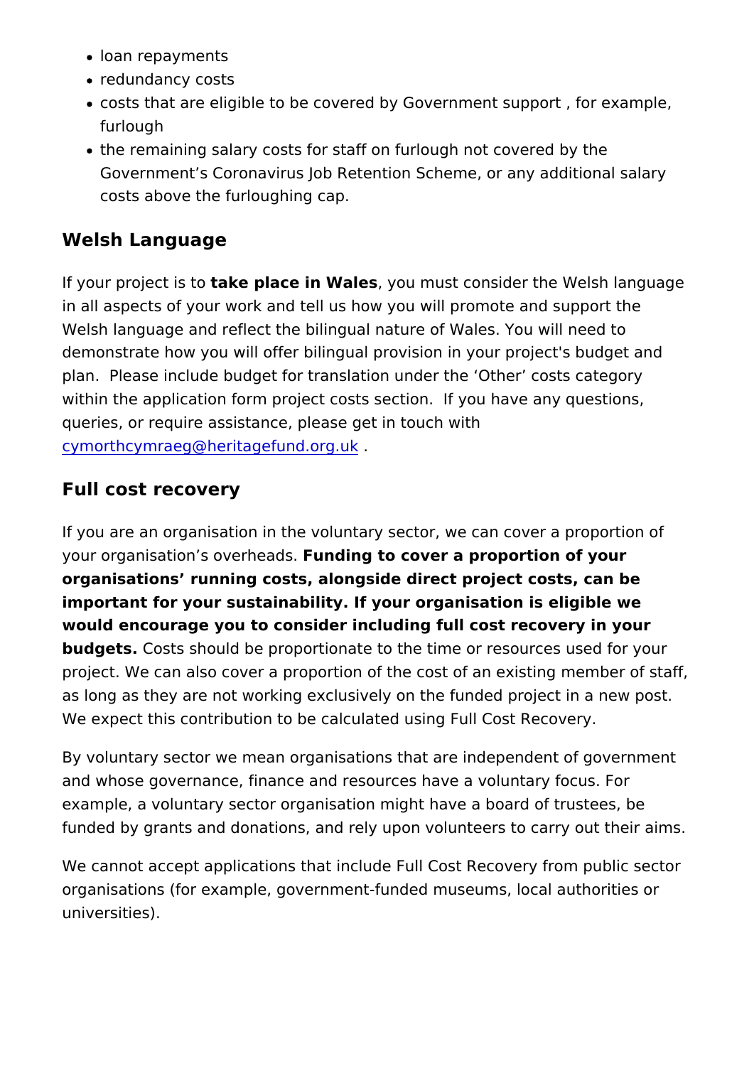- loan repayments
- redundancy costs
- costs that are eligible to be covered by Government support , for example, furlough
- the remaining salary costs for staff on furlough not covered by the Government's Coronavirus Job Retention Scheme, or any additional salary costs above the furloughing cap.

## Welsh Language

If your project is to **take place in Wales**, you must consider the Welsh language in all aspects of your work and tell us how you will promote and support the Welsh language and reflect the bilingual nature of Wales. You will need to demonstrate how you will offer bilingual provision in your project's budget and plan. Please include budget for translation under the 'Other' costs category within the application form project costs section. If you have any questions, queries, or require assistance, please get in touch with cymorthcymraeg@heritagefund.org.uk .

## Full cost recovery

If you are an organisation in the voluntary sector, we can cover a proportion of your organisation's overheads. **Funding to cover a proportion of your organisations' running costs, alongside direct project costs, can be important for your sustainability. If your organisation is eligible we would encourage you to consider including full cost recovery in your budgets.** Costs should be proportionate to the time or resources used for your project. We can also cover a proportion of the cost of an existing member of staff, as long as they are not working exclusively on the funded project in a new post. We expect this contribution to be calculated using Full Cost Recovery.

By voluntary sector we mean organisations that are independent of government and whose governance, finance and resources have a voluntary focus. For example, a voluntary sector organisation might have a board of trustees, be funded by grants and donations, and rely upon volunteers to carry out their aims.

We cannot accept applications that include Full Cost Recovery from public sector organisations (for example, government-funded museums, local authorities or universities).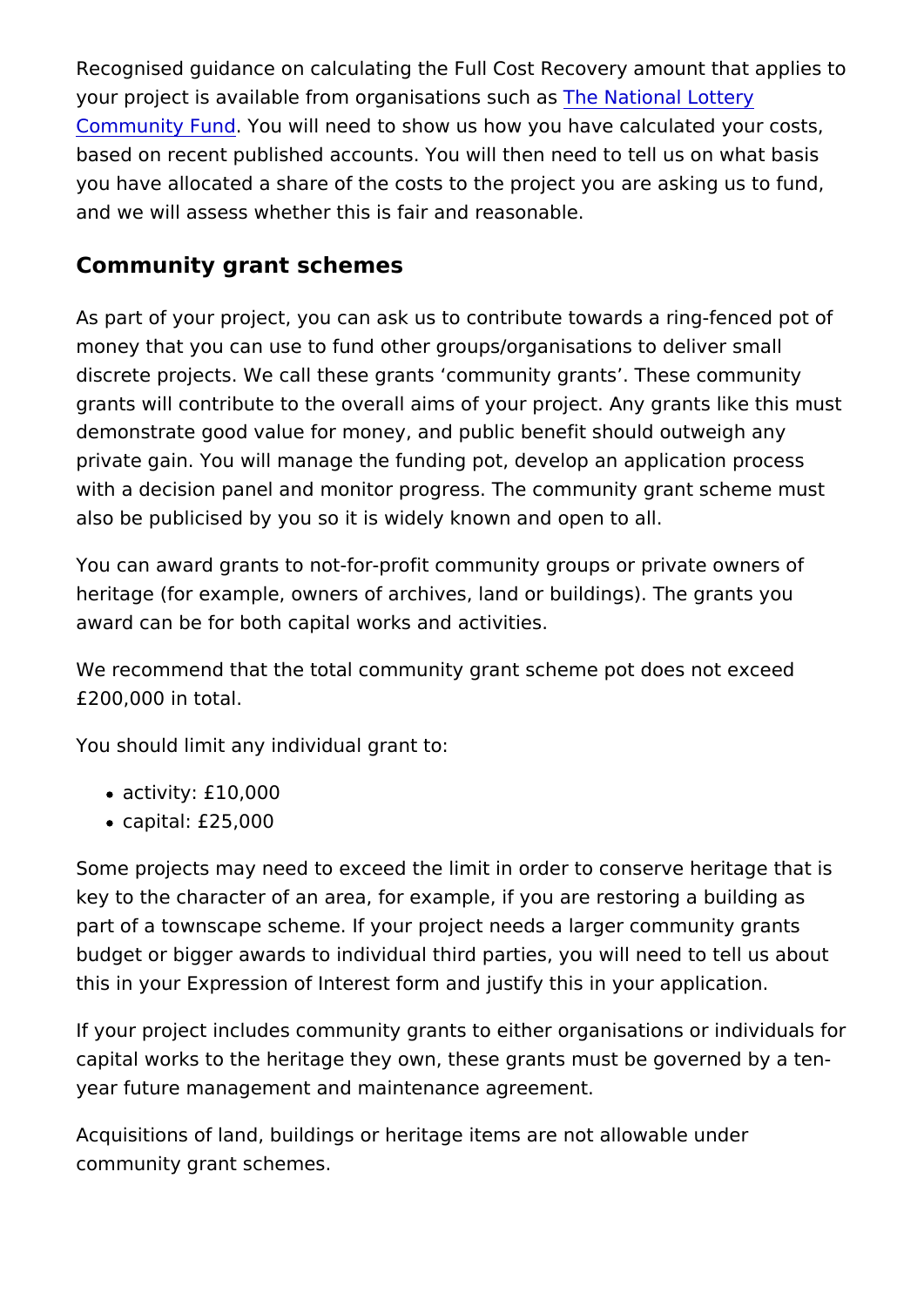Recognised guidance on calculating the Full Cost Recovery amount that applies to your project is available from organisations such as [The National Lottery Community Fund](). You will need to show us how you have calculated your costs, based on recent published accounts. You will then need to tell us on what basis you have allocated a share of the costs to the project you are asking us to fund, and we will assess whether this is fair and reasonable.

## Community grant schemes

As part of your project, you can ask us to contribute towards a ring-fenced pot of money that you can use to fund other groups/organisations to deliver small discrete projects. We call these grants 'community grants'. These community grants will contribute to the overall aims of your project. Any grants like this must demonstrate good value for money, and public benefit should outweigh any private gain. You will manage the funding pot, develop an application process with a decision panel and monitor progress. The community grant scheme must also be publicised by you so it is widely known and open to all.

You can award grants to not-for-profit community groups or private owners of heritage (for example, owners of archives, land or buildings). The grants you award can be for both capital works and activities.

We recommend that the total community grant scheme pot does not exceed £200,000 in total.

You should limit any individual grant to:

- activity: £10,000
- capital: £25,000

Some projects may need to exceed the limit in order to conserve heritage that is key to the character of an area, for example, if you are restoring a building as part of a townscape scheme. If your project needs a larger community grants budget or bigger awards to individual third parties, you will need to tell us about this in your Expression of Interest form and justify this in your application.

If your project includes community grants to either organisations or individuals for capital works to the heritage they own, these grants must be governed by a ten-year future management and maintenance agreement.

Acquisitions of land, buildings or heritage items are not allowable under community grant schemes.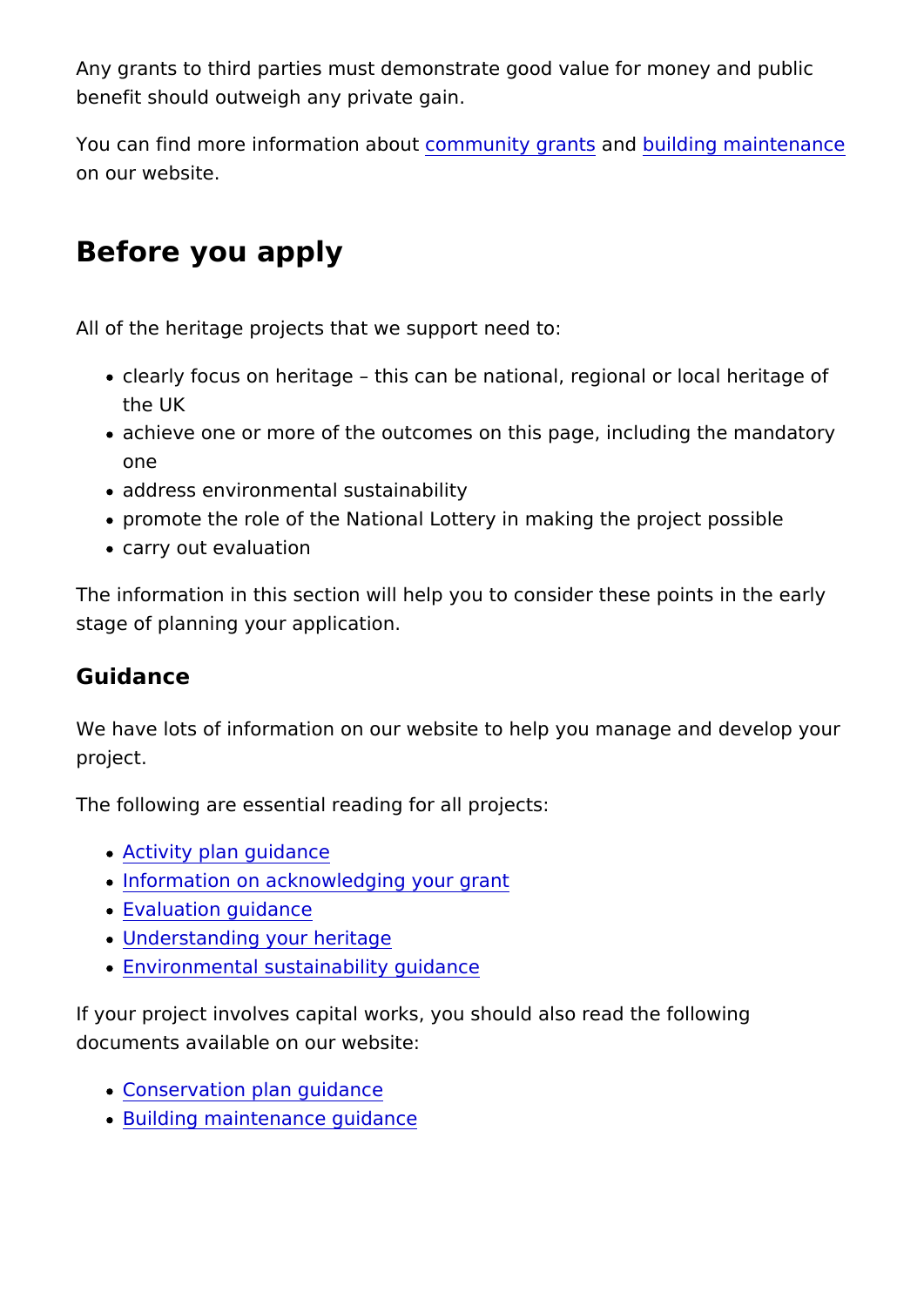Any grants to third parties must demonstrate good value for money and public benefit should outweigh any private gain.

You can find more information about community grants and building maintenance on our website.

## Before you apply

All of the heritage projects that we support need to:

- clearly focus on heritage – this can be national, regional or local heritage of the UK
- achieve one or more of the outcomes on this page, including the mandatory one
- address environmental sustainability
- promote the role of the National Lottery in making the project possible
- carry out evaluation

The information in this section will help you to consider these points in the early stage of planning your application.

### Guidance

We have lots of information on our website to help you manage and develop your project.

The following are essential reading for all projects:

- Activity plan guidance
- Information on acknowledging your grant
- Evaluation guidance
- Understanding your heritage
- Environmental sustainability guidance

If your project involves capital works, you should also read the following documents available on our website:

- Conservation plan guidance
- Building maintenance guidance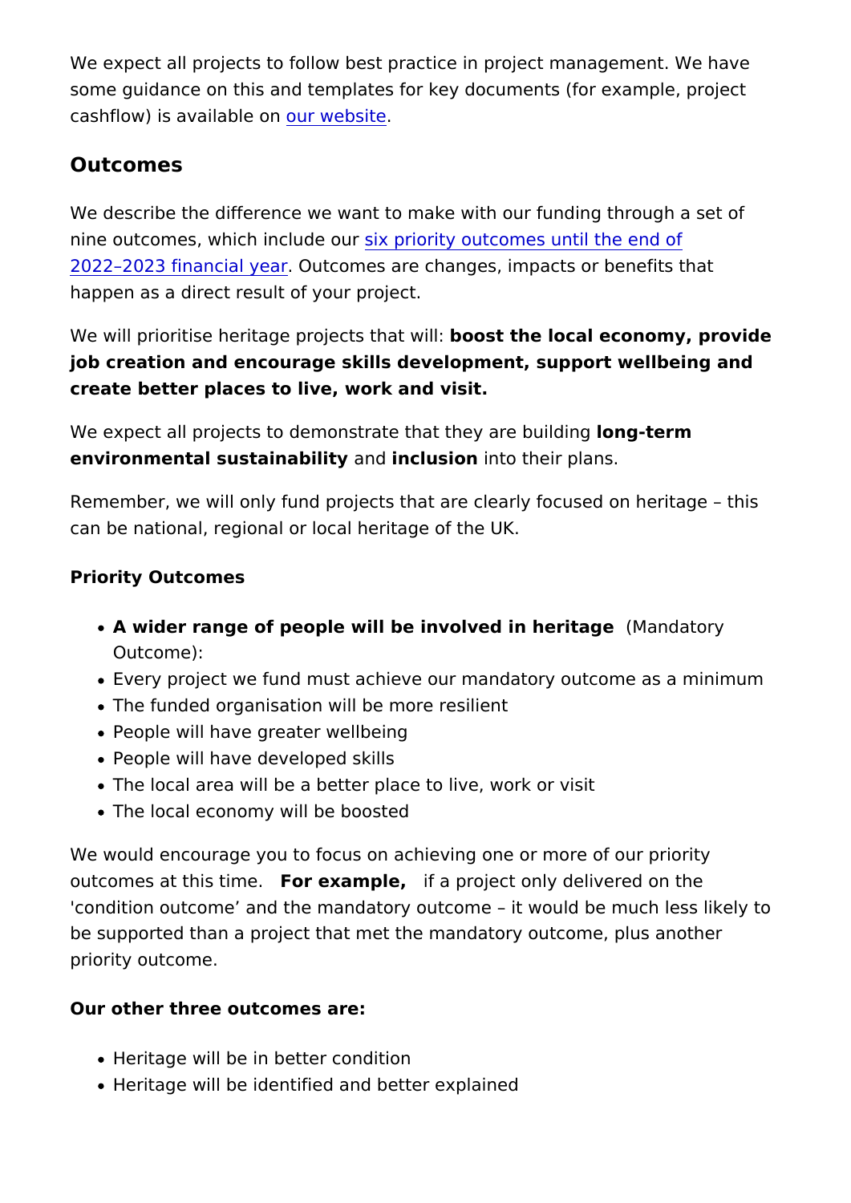We expect all projects to follow best practice in project management. We have some guidance on this and templates for key documents (for example, project cashflow) is available on our website.

## Outcomes

We describe the difference we want to make with our funding through a set of nine outcomes, which include our six priority outcomes until the end of 2022–2023 financial year. Outcomes are changes, impacts or benefits that happen as a direct result of your project.

We will prioritise heritage projects that will: **boost the local economy, provide job creation and encourage skills development, support wellbeing and create better places to live, work and visit.**

We expect all projects to demonstrate that they are building **long-term environmental sustainability** and **inclusion** into their plans.

Remember, we will only fund projects that are clearly focused on heritage – this can be national, regional or local heritage of the UK.

**Priority Outcomes**

- **A wider range of people will be involved in heritage** (Mandatory Outcome):
- Every project we fund must achieve our mandatory outcome as a minimum
- The funded organisation will be more resilient
- People will have greater wellbeing
- People will have developed skills
- The local area will be a better place to live, work or visit
- The local economy will be boosted

We would encourage you to focus on achieving one or more of our priority outcomes at this time. **For example,** if a project only delivered on the 'condition outcome' and the mandatory outcome – it would be much less likely to be supported than a project that met the mandatory outcome, plus another priority outcome.

**Our other three outcomes are:**

- Heritage will be in better condition
- Heritage will be identified and better explained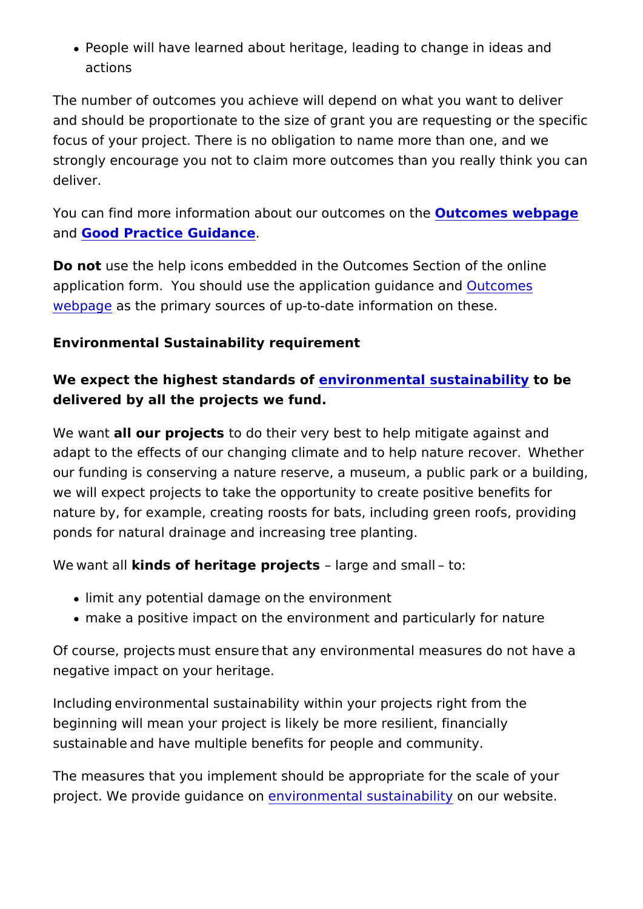- People will have learned about heritage, leading to change in ideas and actions

The number of outcomes you achieve will depend on what you want to deliver and should be proportionate to the size of grant you are requesting or the specific focus of your project. There is no obligation to name more than one, and we strongly encourage you not to claim more outcomes than you really think you can deliver.

You can find more information about our outcomes on the **Outcomes webpage** and **Good Practice Guidance**.

**Do not** use the help icons embedded in the Outcomes Section of the online application form.  You should use the application guidance and Outcomes webpage as the primary sources of up-to-date information on these.

**Environmental Sustainability requirement**

**We expect the highest standards of environmental sustainability to be delivered by all the projects we fund.**

We want **all our projects** to do their very best to help mitigate against and adapt to the effects of our changing climate and to help nature recover.  Whether our funding is conserving a nature reserve, a museum, a public park or a building, we will expect projects to take the opportunity to create positive benefits for nature by, for example, creating roosts for bats, including green roofs, providing ponds for natural drainage and increasing tree planting.

We want all **kinds of heritage projects** – large and small – to:

- limit any potential damage on the environment
- make a positive impact on the environment and particularly for nature

Of course, projects must ensure that any environmental measures do not have a negative impact on your heritage.

Including environmental sustainability within your projects right from the beginning will mean your project is likely be more resilient, financially sustainable and have multiple benefits for people and community.

The measures that you implement should be appropriate for the scale of your project. We provide guidance on environmental sustainability on our website.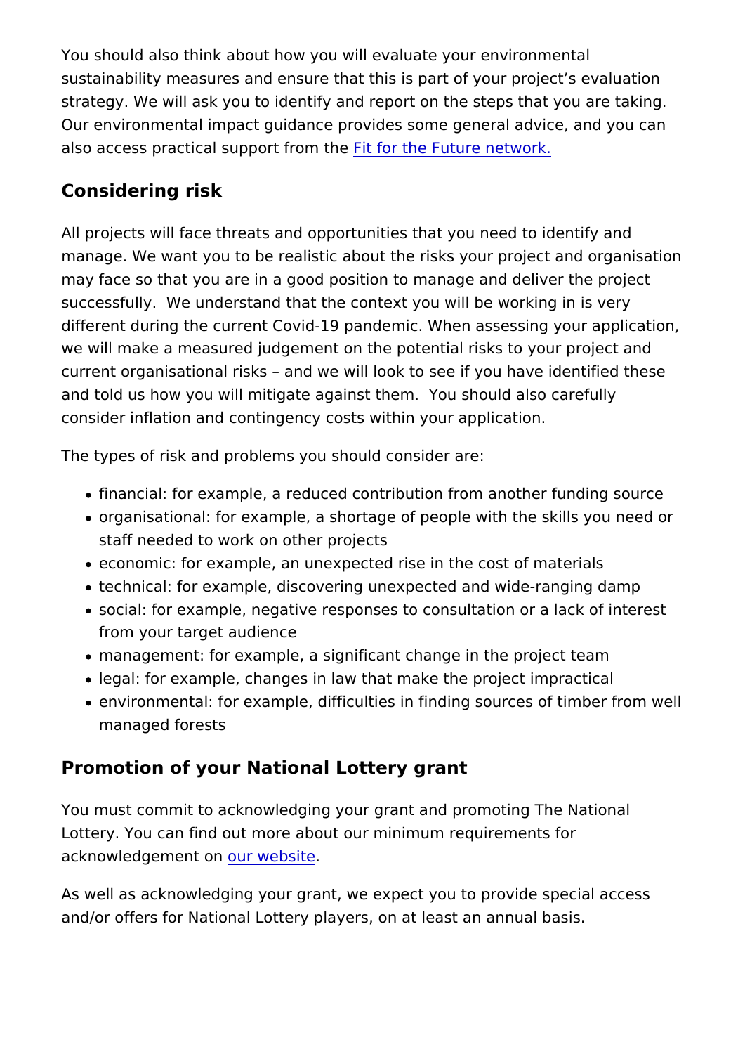You should also think about how you will evaluate your environmental sustainability measures and ensure that this is part of your project's evaluation strategy. We will ask you to identify and report on the steps that you are taking. Our environmental impact guidance provides some general advice, and you can also access practical support from the Fit for the Future network.

## Considering risk

All projects will face threats and opportunities that you need to identify and manage. We want you to be realistic about the risks your project and organisation may face so that you are in a good position to manage and deliver the project successfully. We understand that the context you will be working in is very different during the current Covid-19 pandemic. When assessing your application, we will make a measured judgement on the potential risks to your project and current organisational risks – and we will look to see if you have identified these and told us how you will mitigate against them. You should also carefully consider inflation and contingency costs within your application.

The types of risk and problems you should consider are:

- financial: for example, a reduced contribution from another funding source
- organisational: for example, a shortage of people with the skills you need or staff needed to work on other projects
- economic: for example, an unexpected rise in the cost of materials
- technical: for example, discovering unexpected and wide-ranging damp
- social: for example, negative responses to consultation or a lack of interest from your target audience
- management: for example, a significant change in the project team
- legal: for example, changes in law that make the project impractical
- environmental: for example, difficulties in finding sources of timber from well managed forests

## Promotion of your National Lottery grant

You must commit to acknowledging your grant and promoting The National Lottery. You can find out more about our minimum requirements for acknowledgement on our website.

As well as acknowledging your grant, we expect you to provide special access and/or offers for National Lottery players, on at least an annual basis.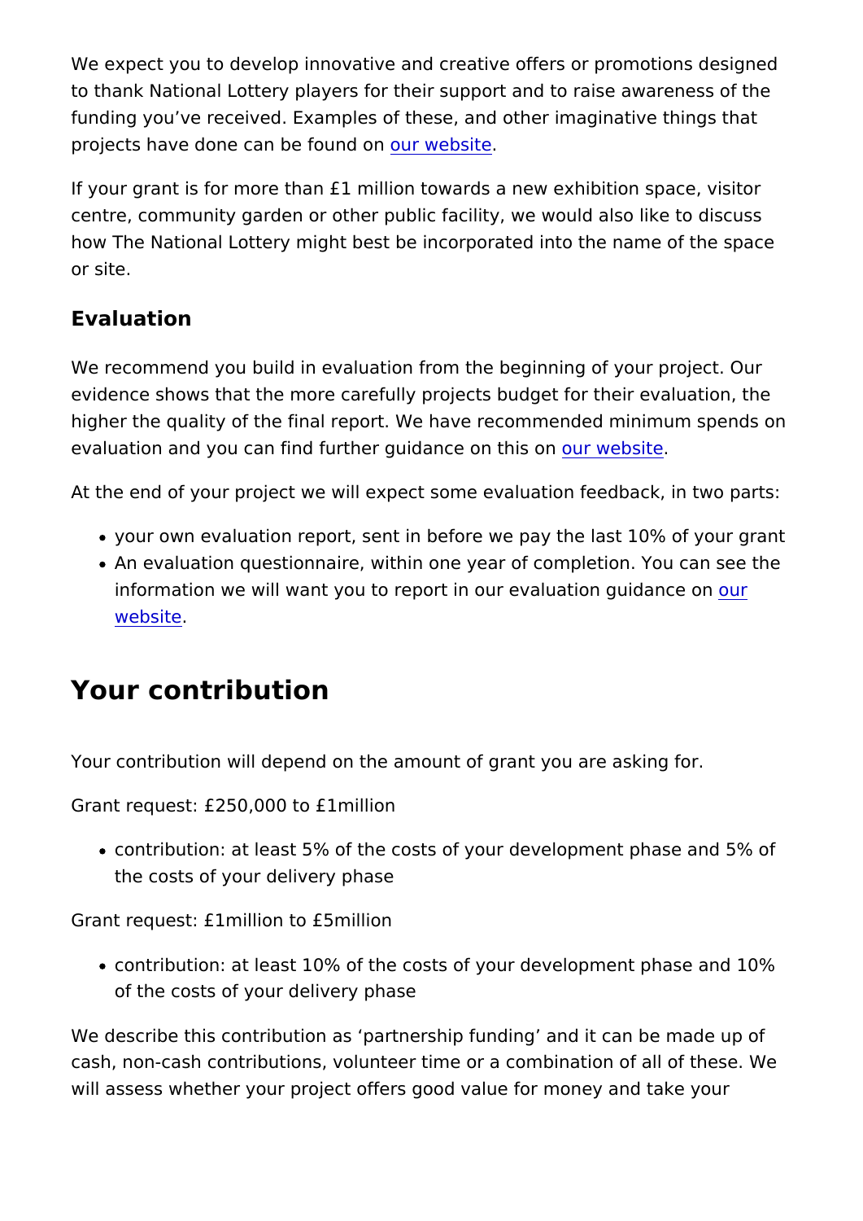We expect you to develop innovative and creative offers or promotions designed to thank National Lottery players for their support and to raise awareness of the funding you've received. Examples of these, and other imaginative things that projects have done can be found on our website.

If your grant is for more than £1 million towards a new exhibition space, visitor centre, community garden or other public facility, we would also like to discuss how The National Lottery might best be incorporated into the name of the space or site.

### Evaluation

We recommend you build in evaluation from the beginning of your project. Our evidence shows that the more carefully projects budget for their evaluation, the higher the quality of the final report. We have recommended minimum spends on evaluation and you can find further guidance on this on our website.

At the end of your project we will expect some evaluation feedback, in two parts:

- your own evaluation report, sent in before we pay the last 10% of your grant
- An evaluation questionnaire, within one year of completion. You can see the information we will want you to report in our evaluation guidance on our website.

## Your contribution

Your contribution will depend on the amount of grant you are asking for.

Grant request: £250,000 to £1million

- contribution: at least 5% of the costs of your development phase and 5% of the costs of your delivery phase

Grant request: £1million to £5million

- contribution: at least 10% of the costs of your development phase and 10% of the costs of your delivery phase

We describe this contribution as 'partnership funding' and it can be made up of cash, non-cash contributions, volunteer time or a combination of all of these. We will assess whether your project offers good value for money and take your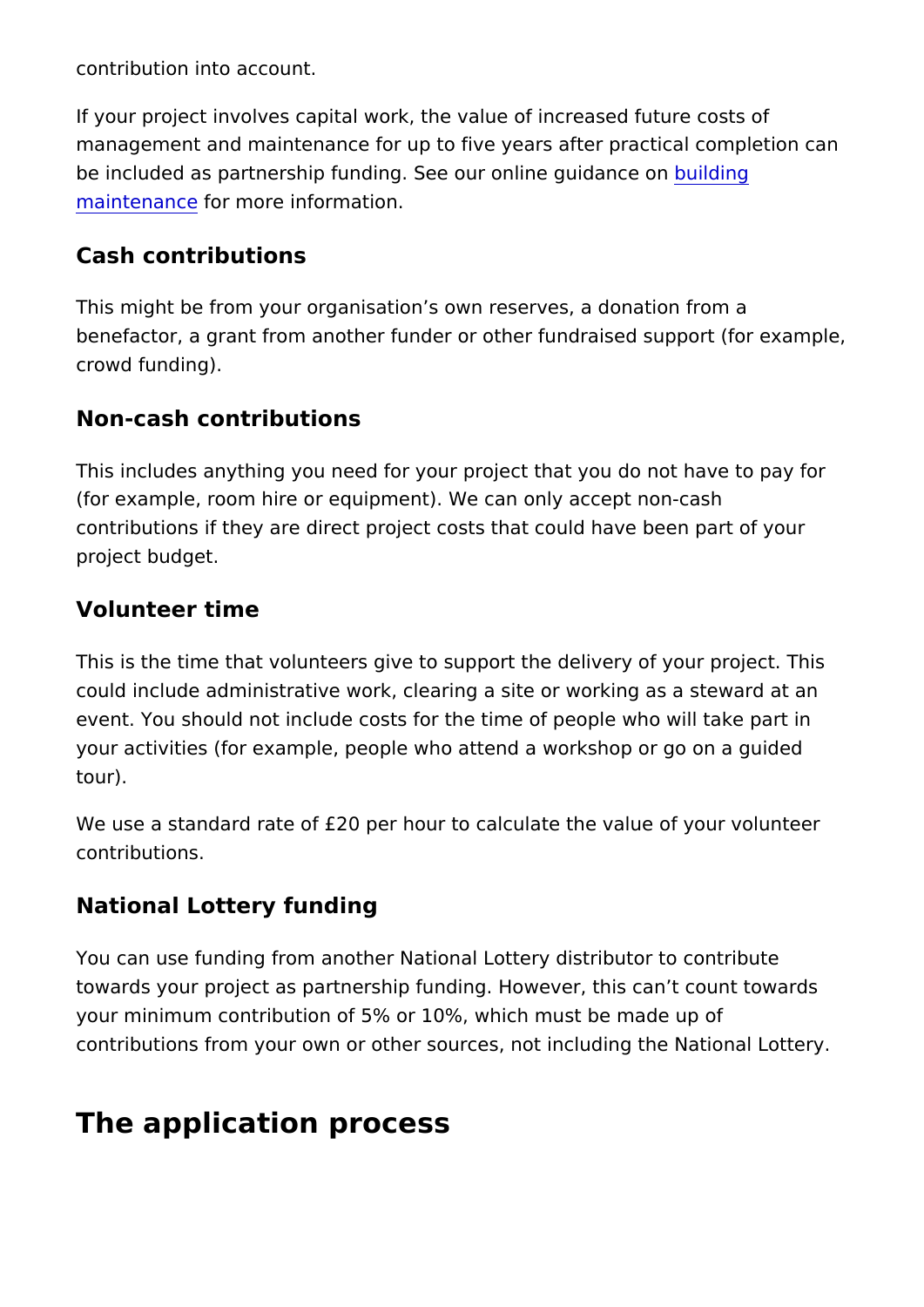contribution into account.

If your project involves capital work, the value of increased future costs of management and maintenance for up to five years after practical completion can be included as partnership funding. See our online guidance on [building maintenance](building maintenance) for more information.

### Cash contributions

This might be from your organisation's own reserves, a donation from a benefactor, a grant from another funder or other fundraised support (for example, crowd funding).

### Non-cash contributions

This includes anything you need for your project that you do not have to pay for (for example, room hire or equipment). We can only accept non-cash contributions if they are direct project costs that could have been part of your project budget.

### Volunteer time

This is the time that volunteers give to support the delivery of your project. This could include administrative work, clearing a site or working as a steward at an event. You should not include costs for the time of people who will take part in your activities (for example, people who attend a workshop or go on a guided tour).

We use a standard rate of £20 per hour to calculate the value of your volunteer contributions.

### National Lottery funding

You can use funding from another National Lottery distributor to contribute towards your project as partnership funding. However, this can't count towards your minimum contribution of 5% or 10%, which must be made up of contributions from your own or other sources, not including the National Lottery.

## The application process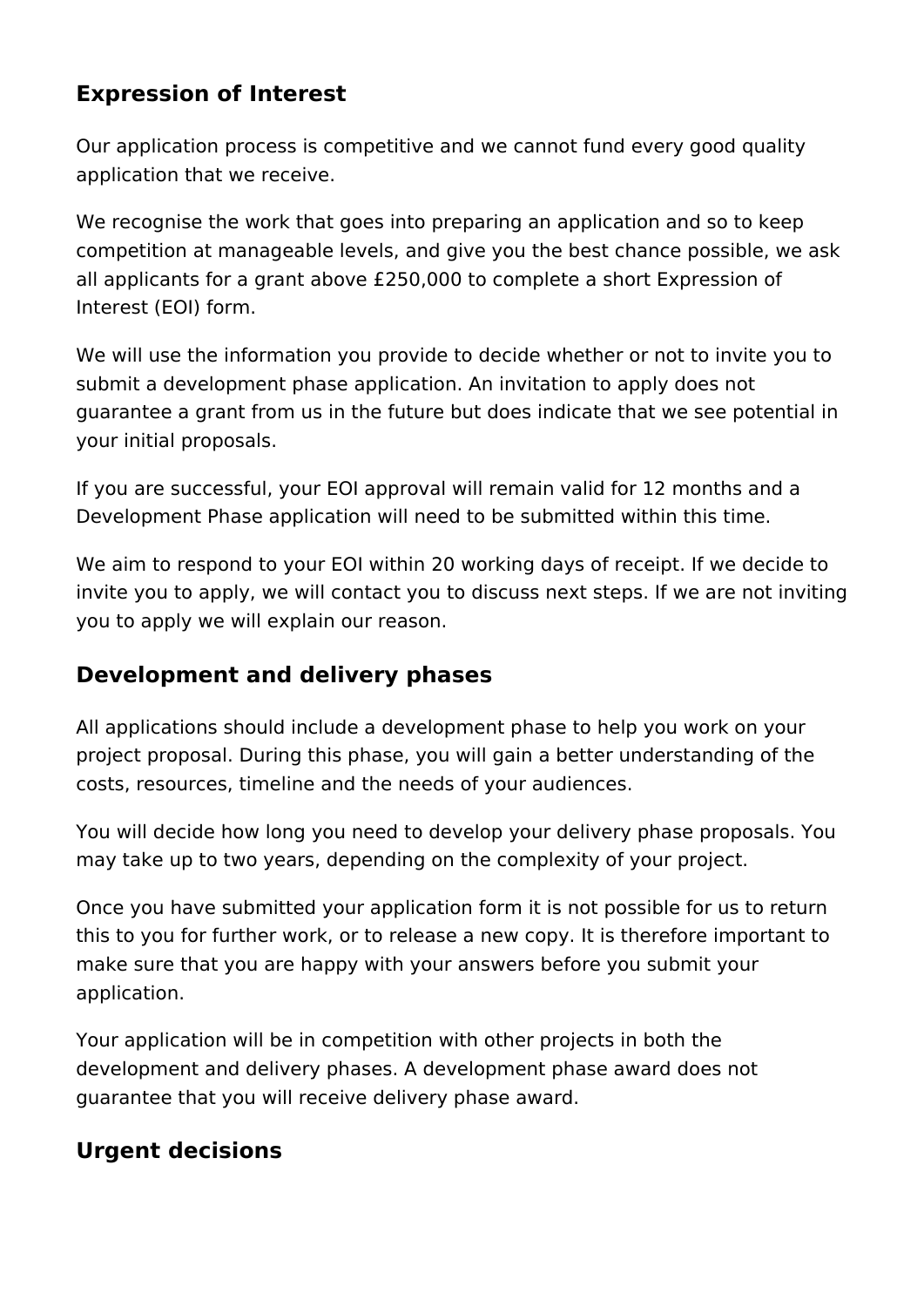## Expression of Interest

Our application process is competitive and we cannot fund every good quality application that we receive.

We recognise the work that goes into preparing an application and so to keep competition at manageable levels, and give you the best chance possible, we ask all applicants for a grant above £250,000 to complete a short Expression of Interest (EOI) form.

We will use the information you provide to decide whether or not to invite you to submit a development phase application. An invitation to apply does not guarantee a grant from us in the future but does indicate that we see potential in your initial proposals.

If you are successful, your EOI approval will remain valid for 12 months and a Development Phase application will need to be submitted within this time.

We aim to respond to your EOI within 20 working days of receipt. If we decide to invite you to apply, we will contact you to discuss next steps. If we are not inviting you to apply we will explain our reason.

## Development and delivery phases

All applications should include a development phase to help you work on your project proposal. During this phase, you will gain a better understanding of the costs, resources, timeline and the needs of your audiences.

You will decide how long you need to develop your delivery phase proposals. You may take up to two years, depending on the complexity of your project.

Once you have submitted your application form it is not possible for us to return this to you for further work, or to release a new copy. It is therefore important to make sure that you are happy with your answers before you submit your application.

Your application will be in competition with other projects in both the development and delivery phases. A development phase award does not guarantee that you will receive delivery phase award.

## Urgent decisions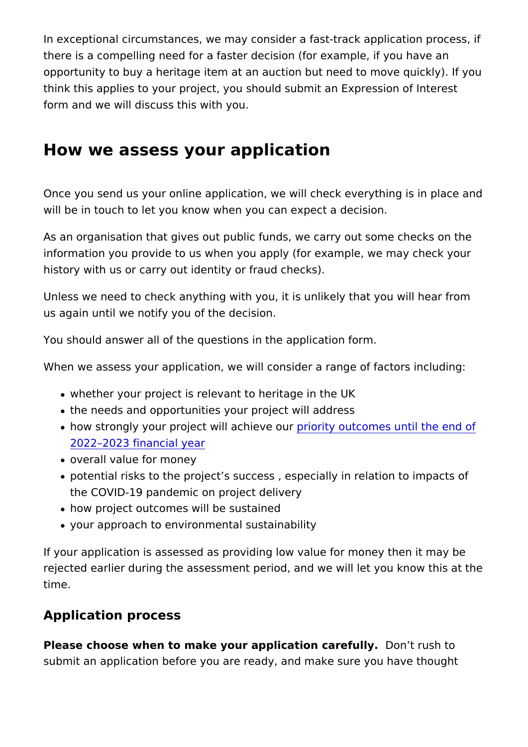In exceptional circumstances, we may consider a fast-track application process, if there is a compelling need for a faster decision (for example, if you have an opportunity to buy a heritage item at an auction but need to move quickly). If you think this applies to your project, you should submit an Expression of Interest form and we will discuss this with you.

## How we assess your application

Once you send us your online application, we will check everything is in place and will be in touch to let you know when you can expect a decision.

As an organisation that gives out public funds, we carry out some checks on the information you provide to us when you apply (for example, we may check your history with us or carry out identity or fraud checks).

Unless we need to check anything with you, it is unlikely that you will hear from us again until we notify you of the decision.

You should answer all of the questions in the application form.

When we assess your application, we will consider a range of factors including:

- whether your project is relevant to heritage in the UK
- the needs and opportunities your project will address
- how strongly your project will achieve our priority outcomes until the end of 2022–2023 financial year
- overall value for money
- potential risks to the project's success , especially in relation to impacts of the COVID-19 pandemic on project delivery
- how project outcomes will be sustained
- your approach to environmental sustainability

If your application is assessed as providing low value for money then it may be rejected earlier during the assessment period, and we will let you know this at the time.

### Application process

**Please choose when to make your application carefully.** Don't rush to submit an application before you are ready, and make sure you have thought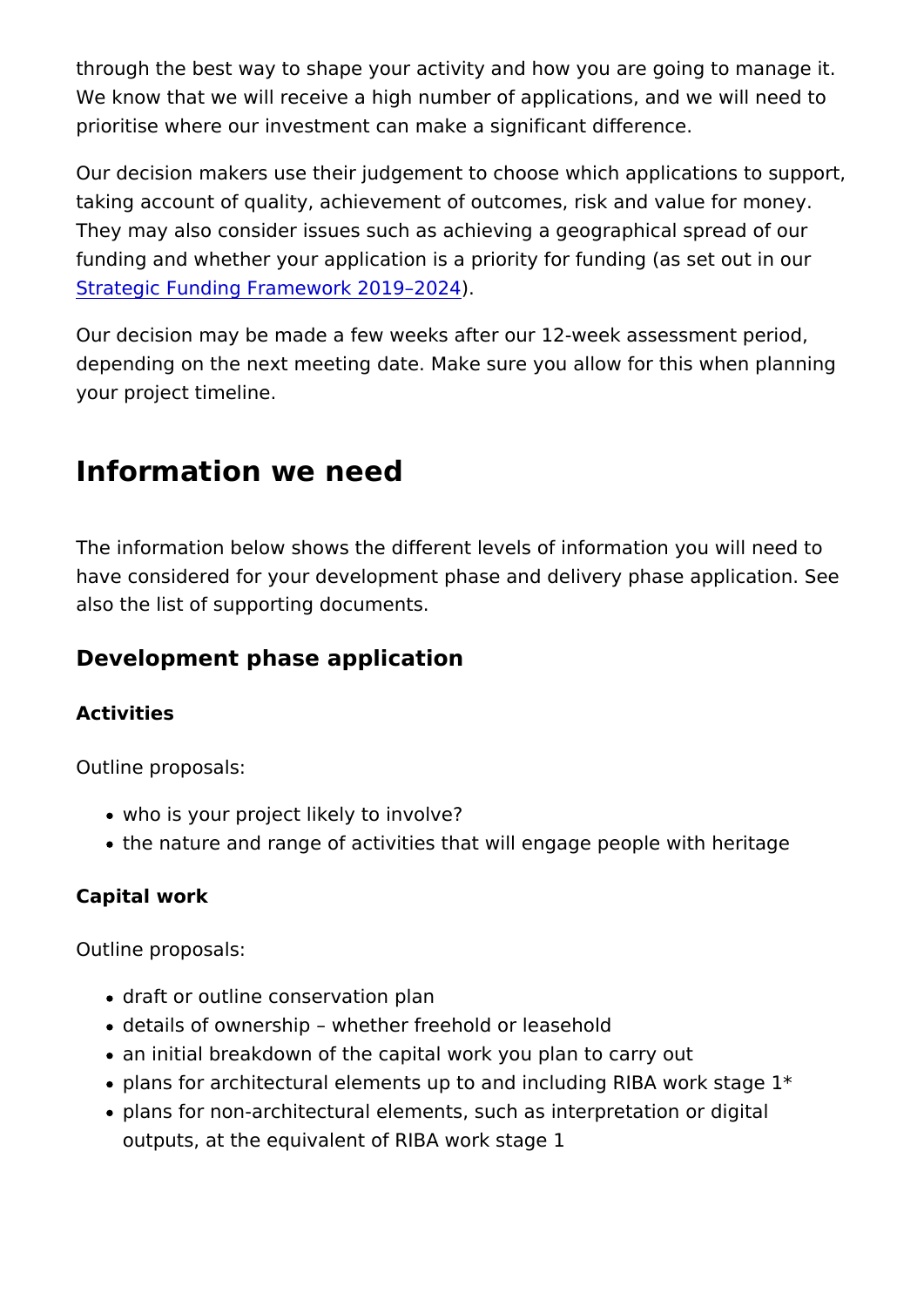through the best way to shape your activity and how you are going to manage it. We know that we will receive a high number of applications, and we will need to prioritise where our investment can make a significant difference.

Our decision makers use their judgement to choose which applications to support, taking account of quality, achievement of outcomes, risk and value for money. They may also consider issues such as achieving a geographical spread of our funding and whether your application is a priority for funding (as set out in our Strategic Funding Framework 2019–2024).

Our decision may be made a few weeks after our 12-week assessment period, depending on the next meeting date. Make sure you allow for this when planning your project timeline.

## Information we need

The information below shows the different levels of information you will need to have considered for your development phase and delivery phase application. See also the list of supporting documents.

### Development phase application

**Activities**

Outline proposals:

- who is your project likely to involve?
- the nature and range of activities that will engage people with heritage

**Capital work**

Outline proposals:

- draft or outline conservation plan
- details of ownership – whether freehold or leasehold
- an initial breakdown of the capital work you plan to carry out
- plans for architectural elements up to and including RIBA work stage 1*
- plans for non-architectural elements, such as interpretation or digital outputs, at the equivalent of RIBA work stage 1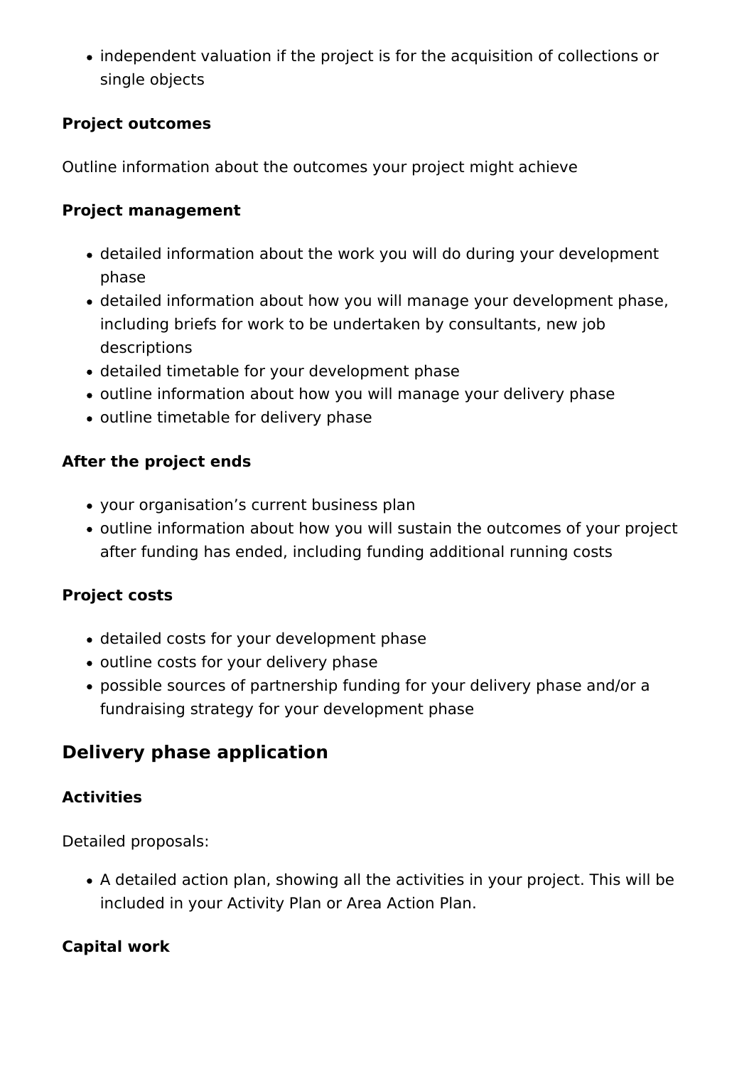- independent valuation if the project is for the acquisition of collections or single objects

**Project outcomes**

Outline information about the outcomes your project might achieve

**Project management**

- detailed information about the work you will do during your development phase
- detailed information about how you will manage your development phase, including briefs for work to be undertaken by consultants, new job descriptions
- detailed timetable for your development phase
- outline information about how you will manage your delivery phase
- outline timetable for delivery phase

**After the project ends**

- your organisation's current business plan
- outline information about how you will sustain the outcomes of your project after funding has ended, including funding additional running costs

**Project costs**

- detailed costs for your development phase
- outline costs for your delivery phase
- possible sources of partnership funding for your delivery phase and/or a fundraising strategy for your development phase

## Delivery phase application

**Activities**

Detailed proposals:

- A detailed action plan, showing all the activities in your project. This will be included in your Activity Plan or Area Action Plan.

**Capital work**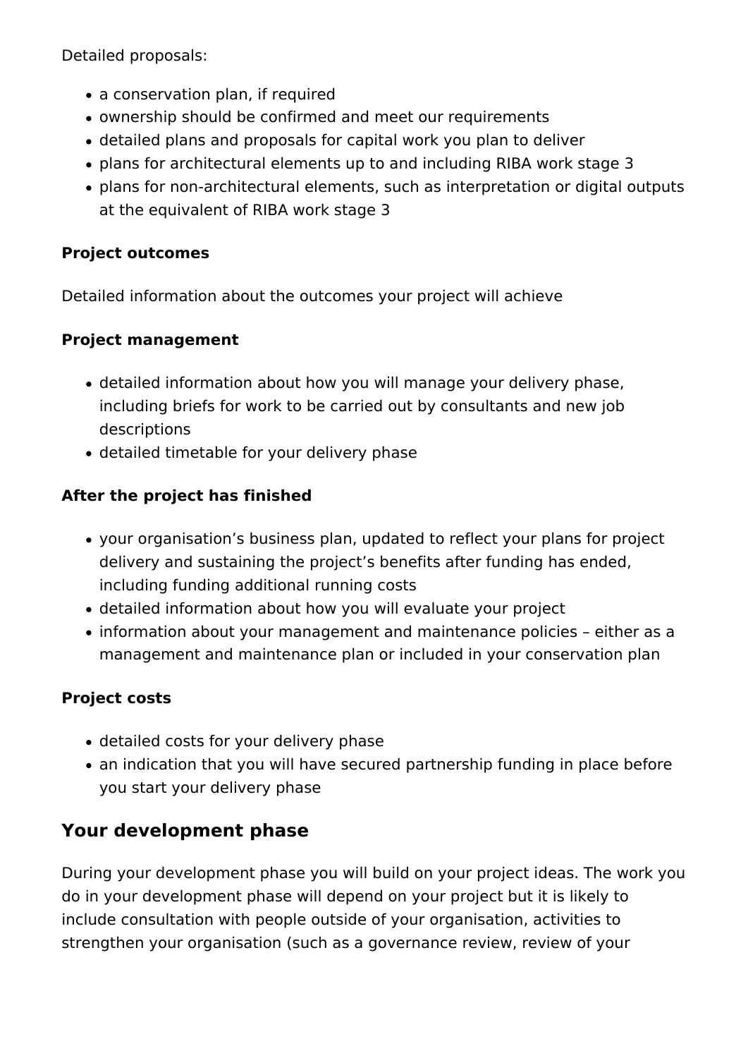Detailed proposals:

- a conservation plan, if required
- ownership should be confirmed and meet our requirements
- detailed plans and proposals for capital work you plan to deliver
- plans for architectural elements up to and including RIBA work stage 3
- plans for non-architectural elements, such as interpretation or digital outputs at the equivalent of RIBA work stage 3

**Project outcomes**

Detailed information about the outcomes your project will achieve

**Project management**

- detailed information about how you will manage your delivery phase, including briefs for work to be carried out by consultants and new job descriptions
- detailed timetable for your delivery phase

**After the project has finished**

- your organisation's business plan, updated to reflect your plans for project delivery and sustaining the project's benefits after funding has ended, including funding additional running costs
- detailed information about how you will evaluate your project
- information about your management and maintenance policies – either as a management and maintenance plan or included in your conservation plan

**Project costs**

- detailed costs for your delivery phase
- an indication that you will have secured partnership funding in place before you start your delivery phase

## Your development phase

During your development phase you will build on your project ideas. The work you do in your development phase will depend on your project but it is likely to include consultation with people outside of your organisation, activities to strengthen your organisation (such as a governance review, review of your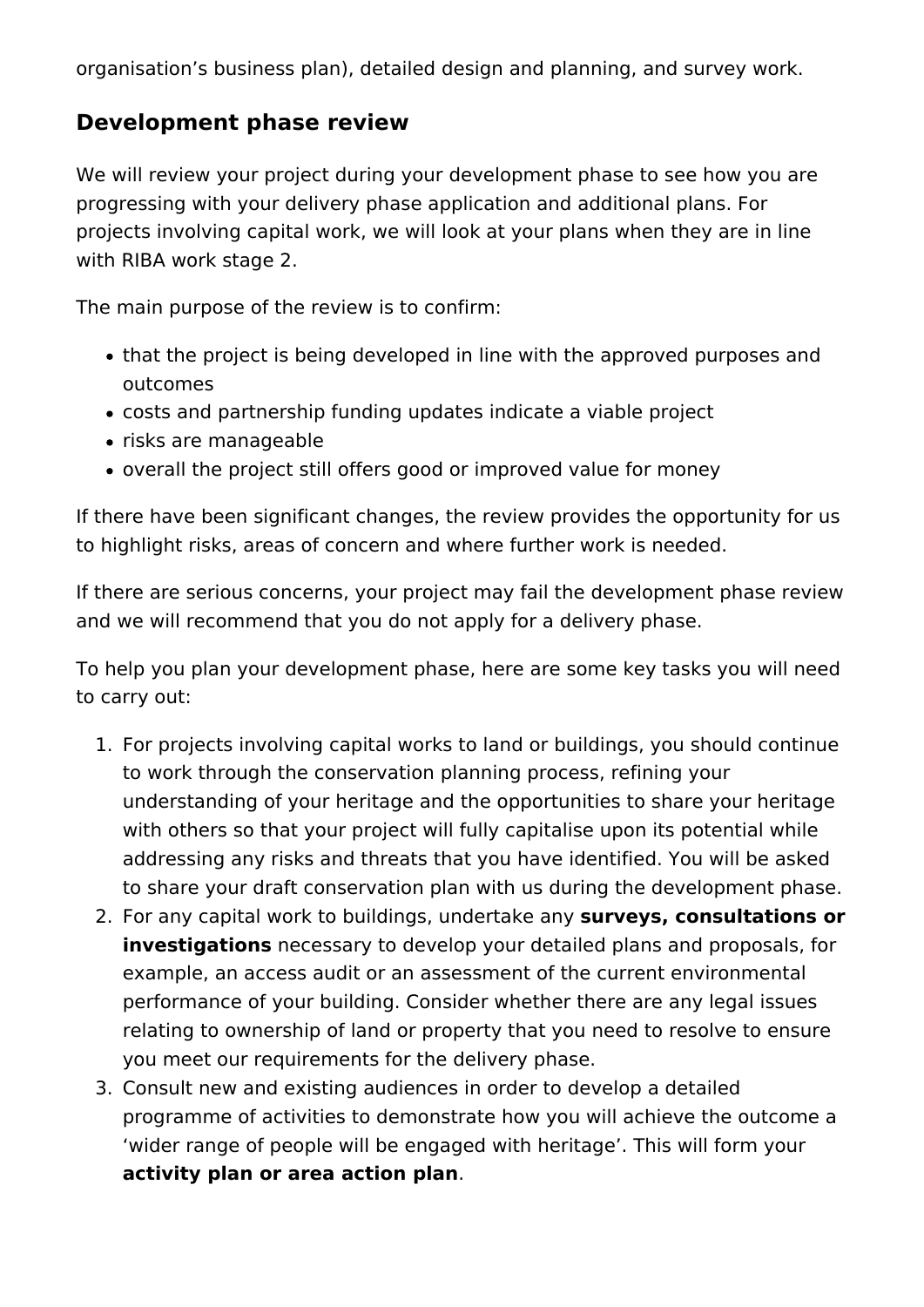organisation's business plan), detailed design and planning, and survey work.

## Development phase review

We will review your project during your development phase to see how you are progressing with your delivery phase application and additional plans. For projects involving capital work, we will look at your plans when they are in line with RIBA work stage 2.

The main purpose of the review is to confirm:

- that the project is being developed in line with the approved purposes and outcomes
- costs and partnership funding updates indicate a viable project
- risks are manageable
- overall the project still offers good or improved value for money

If there have been significant changes, the review provides the opportunity for us to highlight risks, areas of concern and where further work is needed.

If there are serious concerns, your project may fail the development phase review and we will recommend that you do not apply for a delivery phase.

To help you plan your development phase, here are some key tasks you will need to carry out:

1. For projects involving capital works to land or buildings, you should continue to work through the conservation planning process, refining your understanding of your heritage and the opportunities to share your heritage with others so that your project will fully capitalise upon its potential while addressing any risks and threats that you have identified. You will be asked to share your draft conservation plan with us during the development phase.
2. For any capital work to buildings, undertake any **surveys, consultations or investigations** necessary to develop your detailed plans and proposals, for example, an access audit or an assessment of the current environmental performance of your building. Consider whether there are any legal issues relating to ownership of land or property that you need to resolve to ensure you meet our requirements for the delivery phase.
3. Consult new and existing audiences in order to develop a detailed programme of activities to demonstrate how you will achieve the outcome a 'wider range of people will be engaged with heritage'. This will form your **activity plan or area action plan**.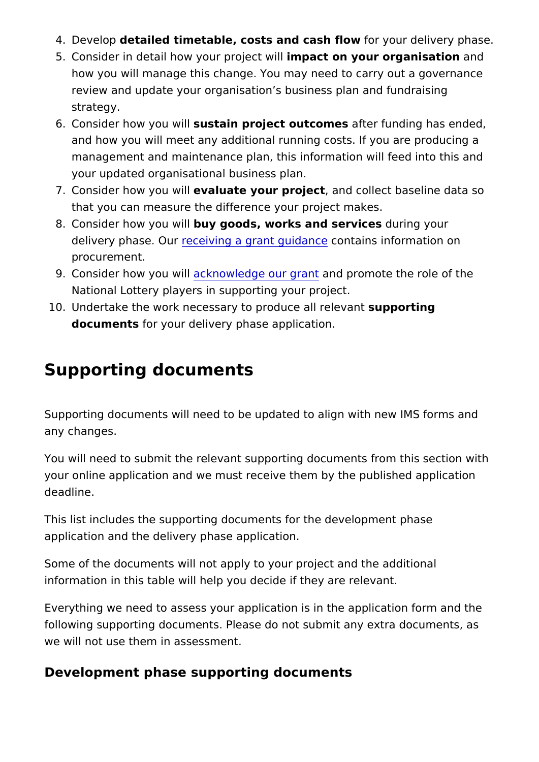4. Develop **detailed timetable, costs and cash flow** for your delivery phase.
5. Consider in detail how your project will **impact on your organisation** and how you will manage this change. You may need to carry out a governance review and update your organisation's business plan and fundraising strategy.
6. Consider how you will **sustain project outcomes** after funding has ended, and how you will meet any additional running costs. If you are producing a management and maintenance plan, this information will feed into this and your updated organisational business plan.
7. Consider how you will **evaluate your project**, and collect baseline data so that you can measure the difference your project makes.
8. Consider how you will **buy goods, works and services** during your delivery phase. Our receiving a grant guidance contains information on procurement.
9. Consider how you will acknowledge our grant and promote the role of the National Lottery players in supporting your project.
10. Undertake the work necessary to produce all relevant **supporting documents** for your delivery phase application.

## Supporting documents

Supporting documents will need to be updated to align with new IMS forms and any changes.

You will need to submit the relevant supporting documents from this section with your online application and we must receive them by the published application deadline.

This list includes the supporting documents for the development phase application and the delivery phase application.

Some of the documents will not apply to your project and the additional information in this table will help you decide if they are relevant.

Everything we need to assess your application is in the application form and the following supporting documents. Please do not submit any extra documents, as we will not use them in assessment.

### Development phase supporting documents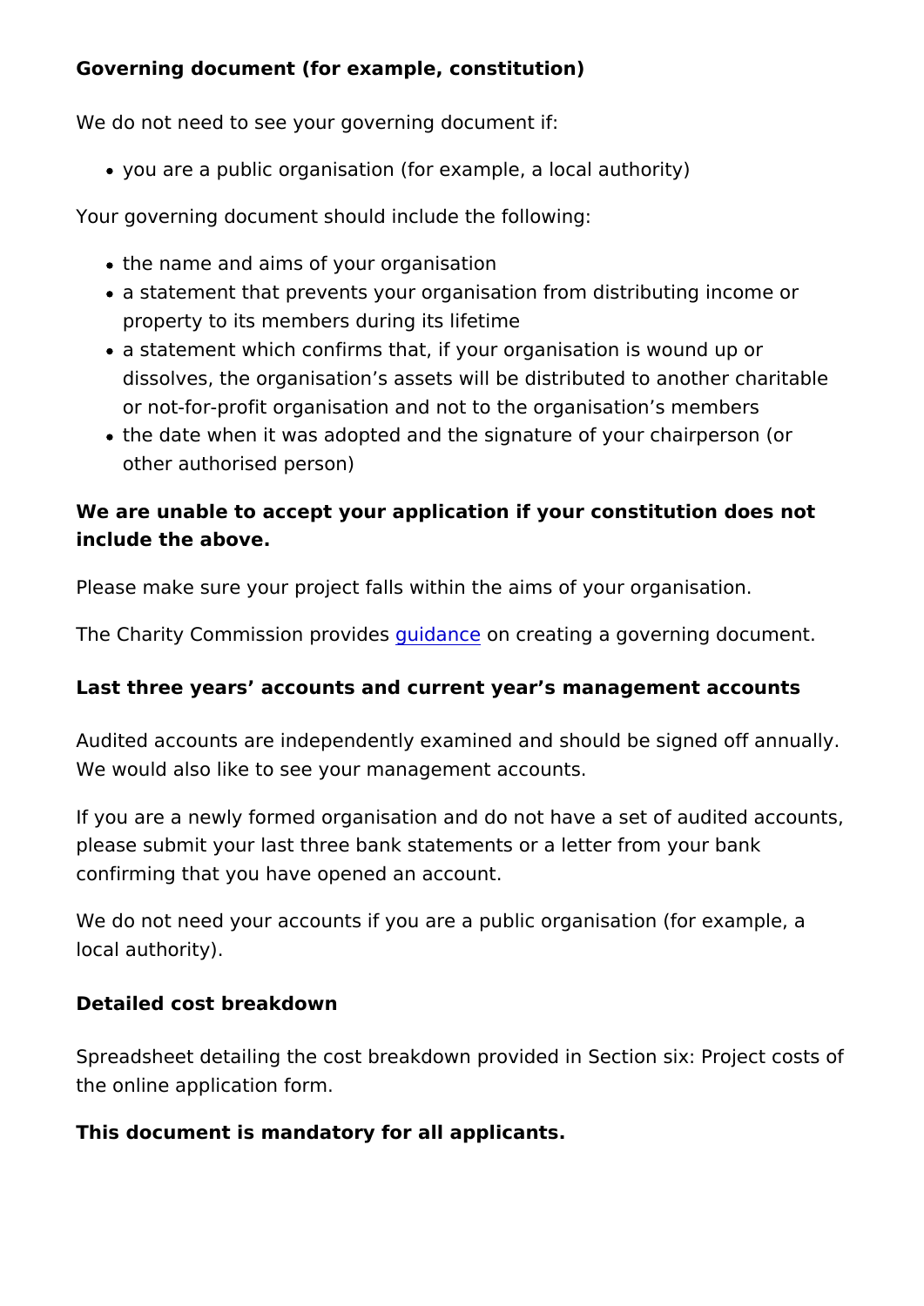**Governing document (for example, constitution)**

We do not need to see your governing document if:

- you are a public organisation (for example, a local authority)

Your governing document should include the following:

- the name and aims of your organisation
- a statement that prevents your organisation from distributing income or property to its members during its lifetime
- a statement which confirms that, if your organisation is wound up or dissolves, the organisation's assets will be distributed to another charitable or not-for-profit organisation and not to the organisation's members
- the date when it was adopted and the signature of your chairperson (or other authorised person)

**We are unable to accept your application if your constitution does not include the above.**

Please make sure your project falls within the aims of your organisation.

The Charity Commission provides guidance on creating a governing document.

**Last three years' accounts and current year's management accounts**

Audited accounts are independently examined and should be signed off annually. We would also like to see your management accounts.

If you are a newly formed organisation and do not have a set of audited accounts, please submit your last three bank statements or a letter from your bank confirming that you have opened an account.

We do not need your accounts if you are a public organisation (for example, a local authority).

**Detailed cost breakdown**

Spreadsheet detailing the cost breakdown provided in Section six: Project costs of the online application form.

**This document is mandatory for all applicants.**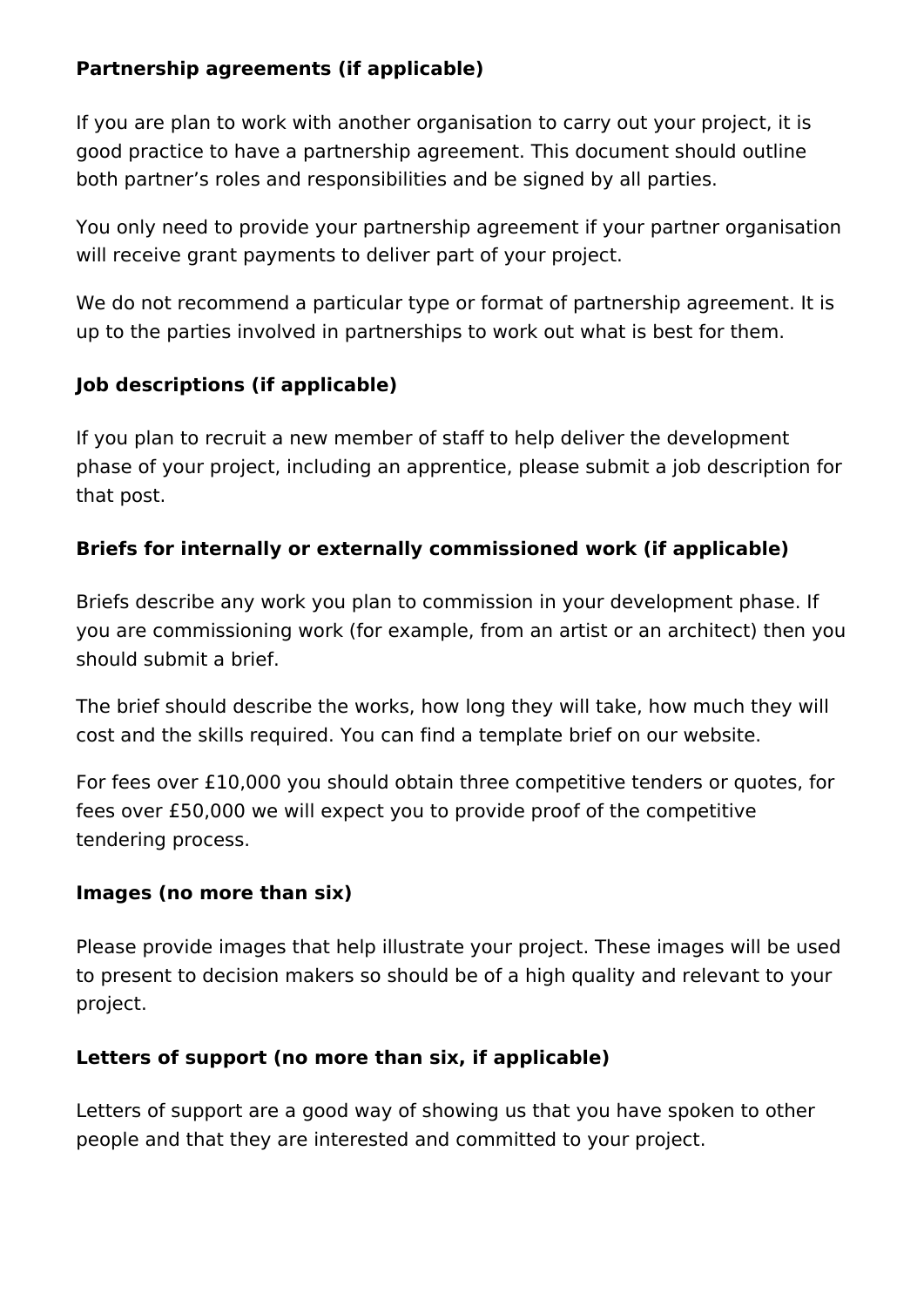**Partnership agreements (if applicable)**

If you are plan to work with another organisation to carry out your project, it is good practice to have a partnership agreement. This document should outline both partner's roles and responsibilities and be signed by all parties.

You only need to provide your partnership agreement if your partner organisation will receive grant payments to deliver part of your project.

We do not recommend a particular type or format of partnership agreement. It is up to the parties involved in partnerships to work out what is best for them.

**Job descriptions (if applicable)**

If you plan to recruit a new member of staff to help deliver the development phase of your project, including an apprentice, please submit a job description for that post.

**Briefs for internally or externally commissioned work (if applicable)**

Briefs describe any work you plan to commission in your development phase. If you are commissioning work (for example, from an artist or an architect) then you should submit a brief.

The brief should describe the works, how long they will take, how much they will cost and the skills required. You can find a template brief on our website.

For fees over £10,000 you should obtain three competitive tenders or quotes, for fees over £50,000 we will expect you to provide proof of the competitive tendering process.

**Images (no more than six)**

Please provide images that help illustrate your project. These images will be used to present to decision makers so should be of a high quality and relevant to your project.

**Letters of support (no more than six, if applicable)**

Letters of support are a good way of showing us that you have spoken to other people and that they are interested and committed to your project.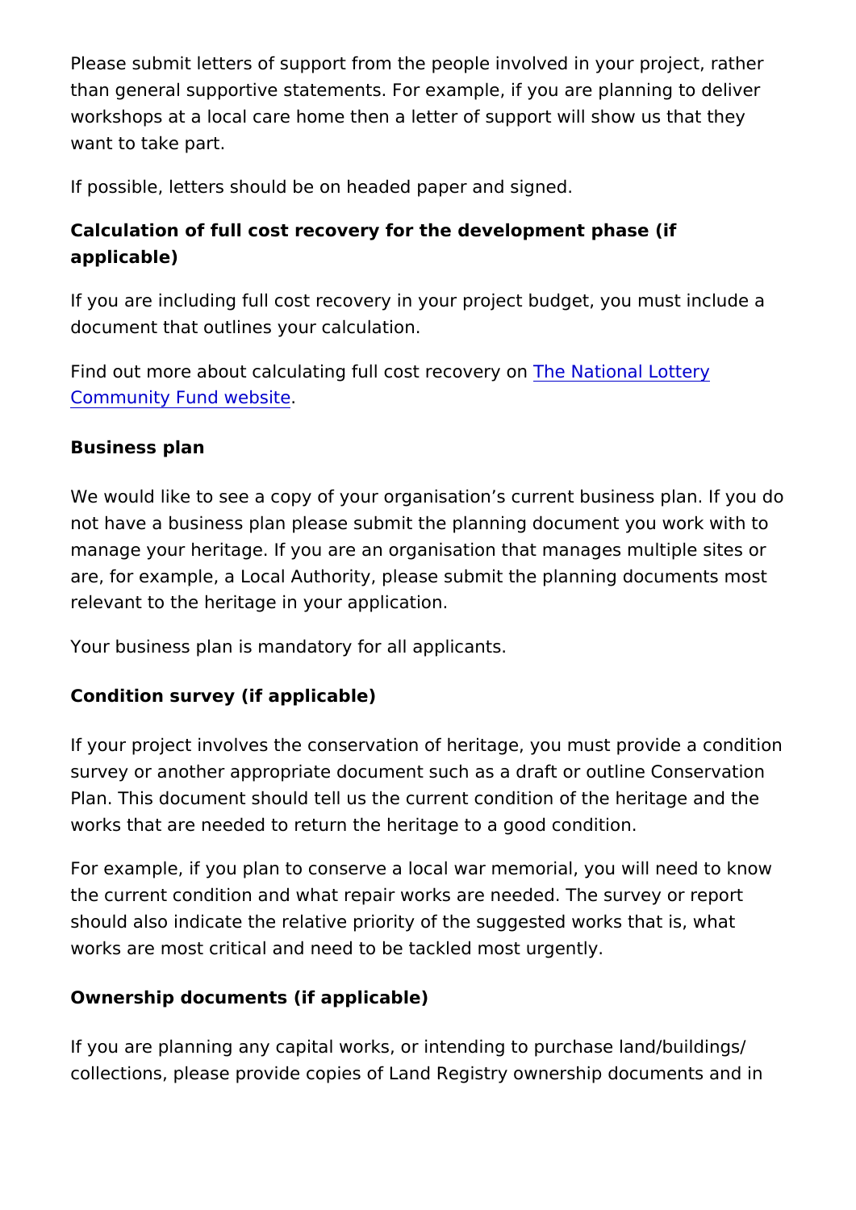Please submit letters of support from the people involved in your project, rather than general supportive statements. For example, if you are planning to deliver workshops at a local care home then a letter of support will show us that they want to take part.

If possible, letters should be on headed paper and signed.

**Calculation of full cost recovery for the development phase (if applicable)**

If you are including full cost recovery in your project budget, you must include a document that outlines your calculation.

Find out more about calculating full cost recovery on The National Lottery Community Fund website.

**Business plan**

We would like to see a copy of your organisation's current business plan. If you do not have a business plan please submit the planning document you work with to manage your heritage. If you are an organisation that manages multiple sites or are, for example, a Local Authority, please submit the planning documents most relevant to the heritage in your application.

Your business plan is mandatory for all applicants.

**Condition survey (if applicable)**

If your project involves the conservation of heritage, you must provide a condition survey or another appropriate document such as a draft or outline Conservation Plan. This document should tell us the current condition of the heritage and the works that are needed to return the heritage to a good condition.

For example, if you plan to conserve a local war memorial, you will need to know the current condition and what repair works are needed. The survey or report should also indicate the relative priority of the suggested works that is, what works are most critical and need to be tackled most urgently.

**Ownership documents (if applicable)**

If you are planning any capital works, or intending to purchase land/buildings/ collections, please provide copies of Land Registry ownership documents and in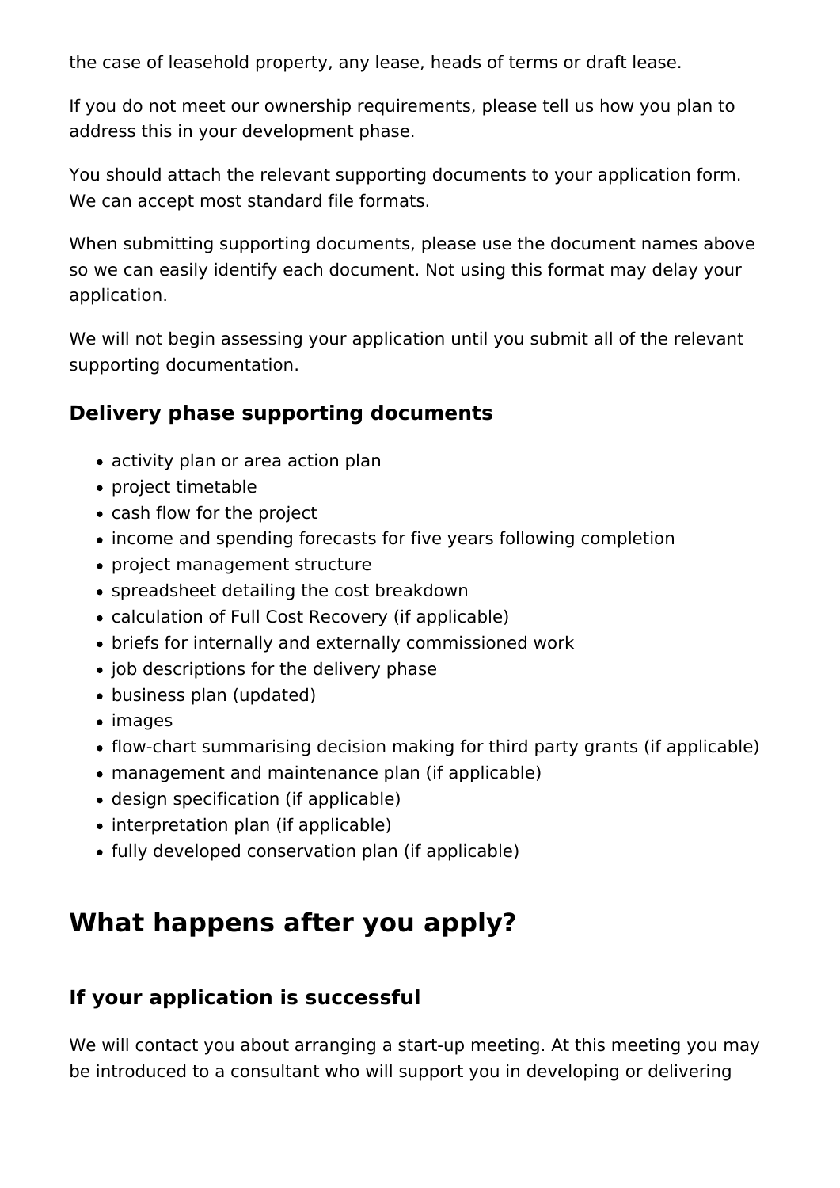the case of leasehold property, any lease, heads of terms or draft lease.

If you do not meet our ownership requirements, please tell us how you plan to address this in your development phase.

You should attach the relevant supporting documents to your application form. We can accept most standard file formats.

When submitting supporting documents, please use the document names above so we can easily identify each document. Not using this format may delay your application.

We will not begin assessing your application until you submit all of the relevant supporting documentation.

### Delivery phase supporting documents

- activity plan or area action plan
- project timetable
- cash flow for the project
- income and spending forecasts for five years following completion
- project management structure
- spreadsheet detailing the cost breakdown
- calculation of Full Cost Recovery (if applicable)
- briefs for internally and externally commissioned work
- job descriptions for the delivery phase
- business plan (updated)
- images
- flow-chart summarising decision making for third party grants (if applicable)
- management and maintenance plan (if applicable)
- design specification (if applicable)
- interpretation plan (if applicable)
- fully developed conservation plan (if applicable)

## What happens after you apply?

### If your application is successful

We will contact you about arranging a start-up meeting. At this meeting you may be introduced to a consultant who will support you in developing or delivering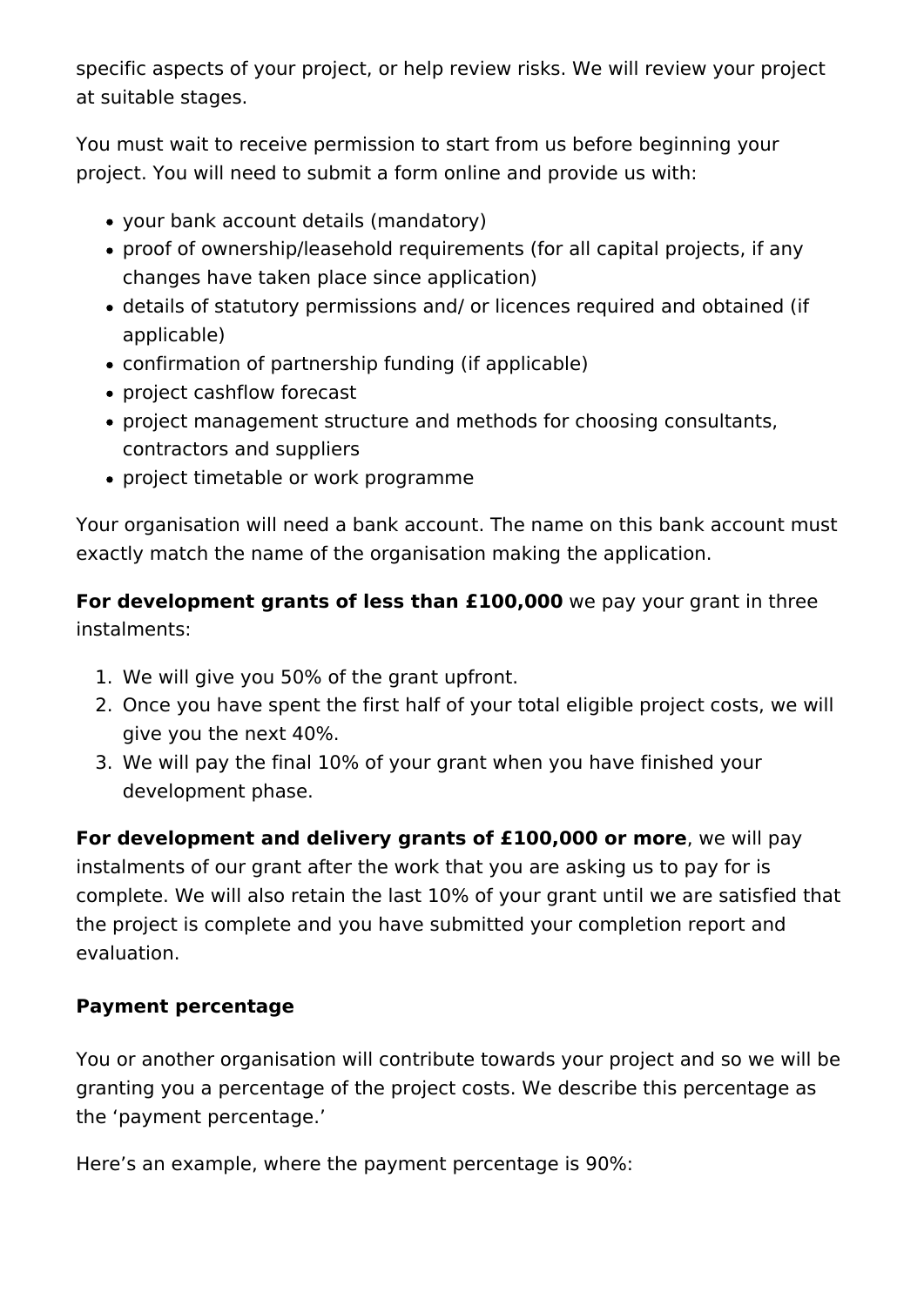specific aspects of your project, or help review risks. We will review your project at suitable stages.

You must wait to receive permission to start from us before beginning your project. You will need to submit a form online and provide us with:

- your bank account details (mandatory)
- proof of ownership/leasehold requirements (for all capital projects, if any changes have taken place since application)
- details of statutory permissions and/ or licences required and obtained (if applicable)
- confirmation of partnership funding (if applicable)
- project cashflow forecast
- project management structure and methods for choosing consultants, contractors and suppliers
- project timetable or work programme

Your organisation will need a bank account. The name on this bank account must exactly match the name of the organisation making the application.

**For development grants of less than £100,000** we pay your grant in three instalments:

1. We will give you 50% of the grant upfront.
2. Once you have spent the first half of your total eligible project costs, we will give you the next 40%.
3. We will pay the final 10% of your grant when you have finished your development phase.

**For development and delivery grants of £100,000 or more**, we will pay instalments of our grant after the work that you are asking us to pay for is complete. We will also retain the last 10% of your grant until we are satisfied that the project is complete and you have submitted your completion report and evaluation.

**Payment percentage**

You or another organisation will contribute towards your project and so we will be granting you a percentage of the project costs. We describe this percentage as the ‘payment percentage.’

Here’s an example, where the payment percentage is 90%: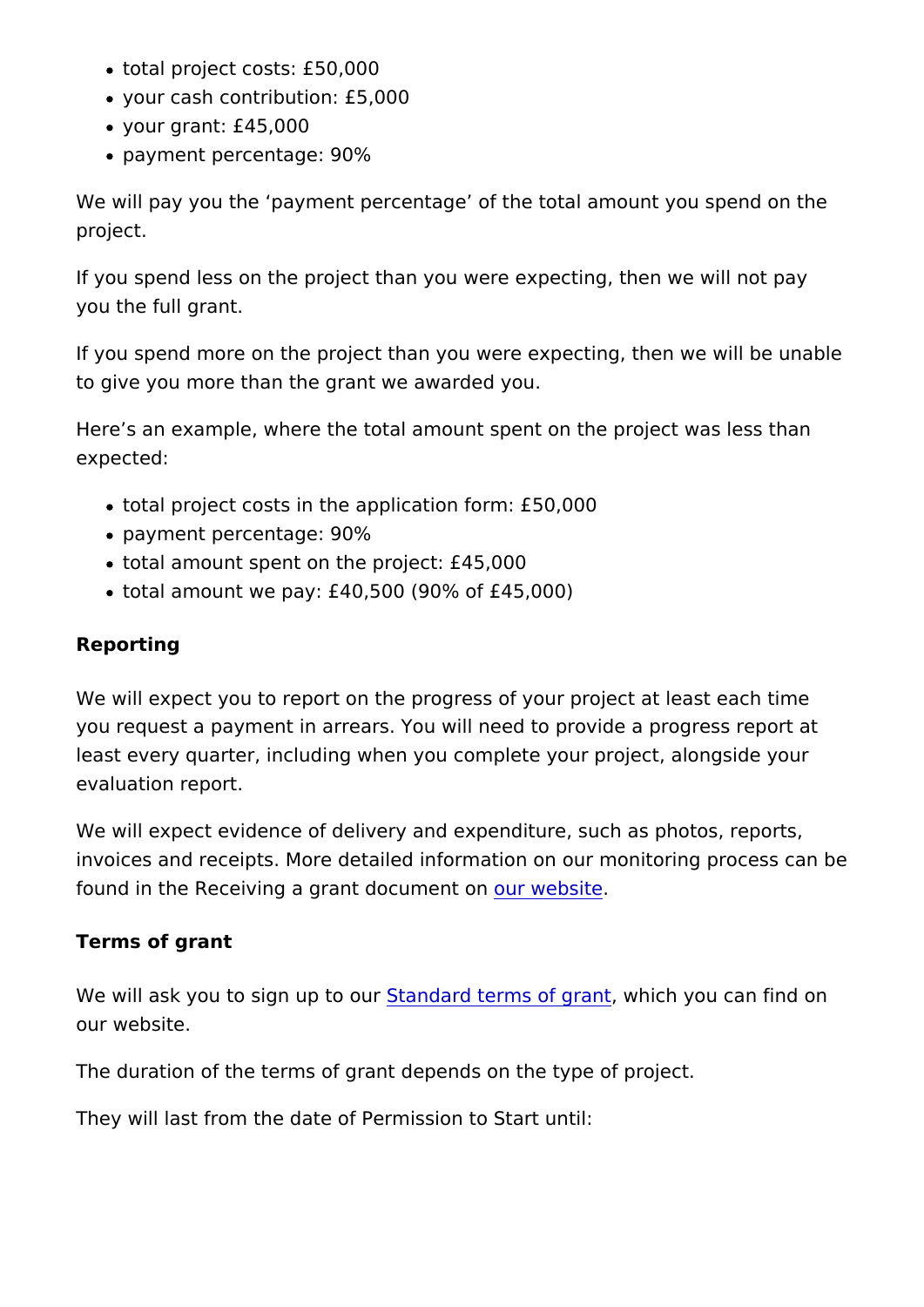- total project costs: £50,000
- your cash contribution: £5,000
- your grant: £45,000
- payment percentage: 90%

We will pay you the 'payment percentage' of the total amount you spend on the project.

If you spend less on the project than you were expecting, then we will not pay you the full grant.

If you spend more on the project than you were expecting, then we will be unable to give you more than the grant we awarded you.

Here's an example, where the total amount spent on the project was less than expected:

- total project costs in the application form: £50,000
- payment percentage: 90%
- total amount spent on the project: £45,000
- total amount we pay: £40,500 (90% of £45,000)

**Reporting**

We will expect you to report on the progress of your project at least each time you request a payment in arrears. You will need to provide a progress report at least every quarter, including when you complete your project, alongside your evaluation report.

We will expect evidence of delivery and expenditure, such as photos, reports, invoices and receipts. More detailed information on our monitoring process can be found in the Receiving a grant document on our website.

**Terms of grant**

We will ask you to sign up to our Standard terms of grant, which you can find on our website.

The duration of the terms of grant depends on the type of project.

They will last from the date of Permission to Start until: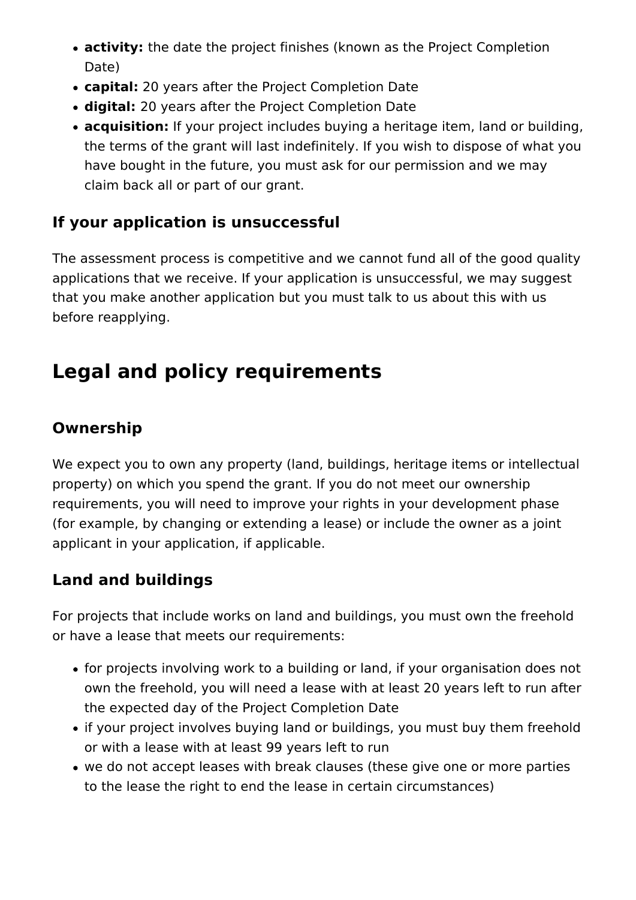- **activity:** the date the project finishes (known as the Project Completion Date)
- **capital:** 20 years after the Project Completion Date
- **digital:** 20 years after the Project Completion Date
- **acquisition:** If your project includes buying a heritage item, land or building, the terms of the grant will last indefinitely. If you wish to dispose of what you have bought in the future, you must ask for our permission and we may claim back all or part of our grant.

### If your application is unsuccessful

The assessment process is competitive and we cannot fund all of the good quality applications that we receive. If your application is unsuccessful, we may suggest that you make another application but you must talk to us about this with us before reapplying.

## Legal and policy requirements

### Ownership

We expect you to own any property (land, buildings, heritage items or intellectual property) on which you spend the grant. If you do not meet our ownership requirements, you will need to improve your rights in your development phase (for example, by changing or extending a lease) or include the owner as a joint applicant in your application, if applicable.

### Land and buildings

For projects that include works on land and buildings, you must own the freehold or have a lease that meets our requirements:

- for projects involving work to a building or land, if your organisation does not own the freehold, you will need a lease with at least 20 years left to run after the expected day of the Project Completion Date
- if your project involves buying land or buildings, you must buy them freehold or with a lease with at least 99 years left to run
- we do not accept leases with break clauses (these give one or more parties to the lease the right to end the lease in certain circumstances)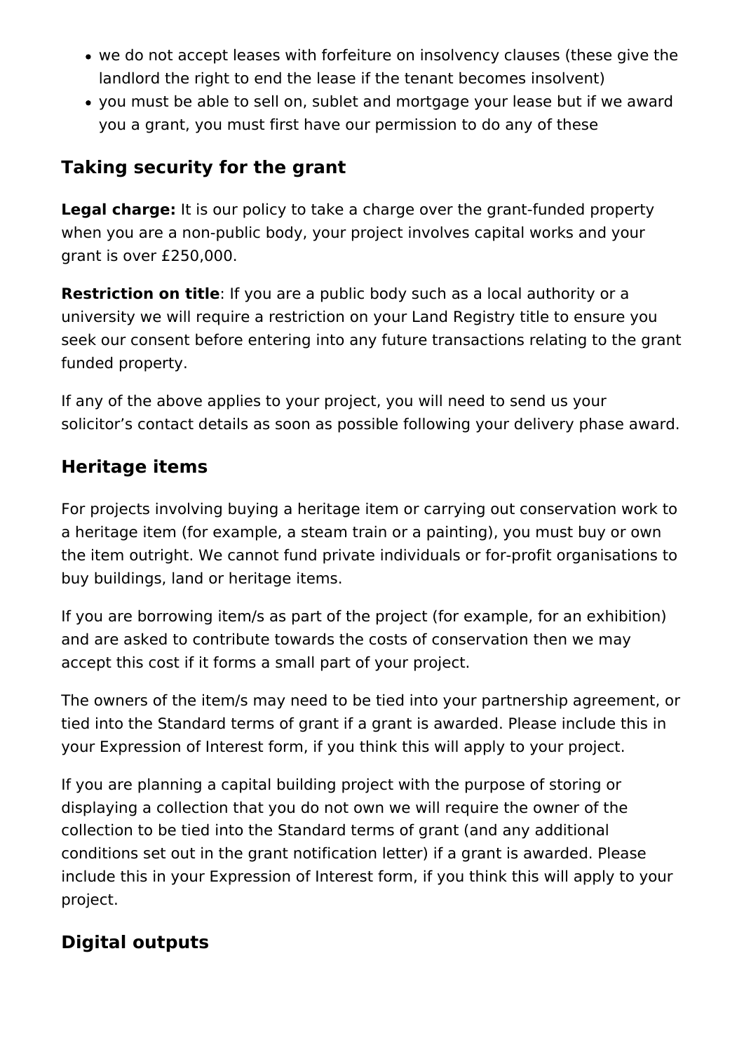- we do not accept leases with forfeiture on insolvency clauses (these give the landlord the right to end the lease if the tenant becomes insolvent)
- you must be able to sell on, sublet and mortgage your lease but if we award you a grant, you must first have our permission to do any of these

## Taking security for the grant

**Legal charge:** It is our policy to take a charge over the grant-funded property when you are a non-public body, your project involves capital works and your grant is over £250,000.

**Restriction on title**: If you are a public body such as a local authority or a university we will require a restriction on your Land Registry title to ensure you seek our consent before entering into any future transactions relating to the grant funded property.

If any of the above applies to your project, you will need to send us your solicitor's contact details as soon as possible following your delivery phase award.

## Heritage items

For projects involving buying a heritage item or carrying out conservation work to a heritage item (for example, a steam train or a painting), you must buy or own the item outright. We cannot fund private individuals or for-profit organisations to buy buildings, land or heritage items.

If you are borrowing item/s as part of the project (for example, for an exhibition) and are asked to contribute towards the costs of conservation then we may accept this cost if it forms a small part of your project.

The owners of the item/s may need to be tied into your partnership agreement, or tied into the Standard terms of grant if a grant is awarded. Please include this in your Expression of Interest form, if you think this will apply to your project.

If you are planning a capital building project with the purpose of storing or displaying a collection that you do not own we will require the owner of the collection to be tied into the Standard terms of grant (and any additional conditions set out in the grant notification letter) if a grant is awarded. Please include this in your Expression of Interest form, if you think this will apply to your project.

## Digital outputs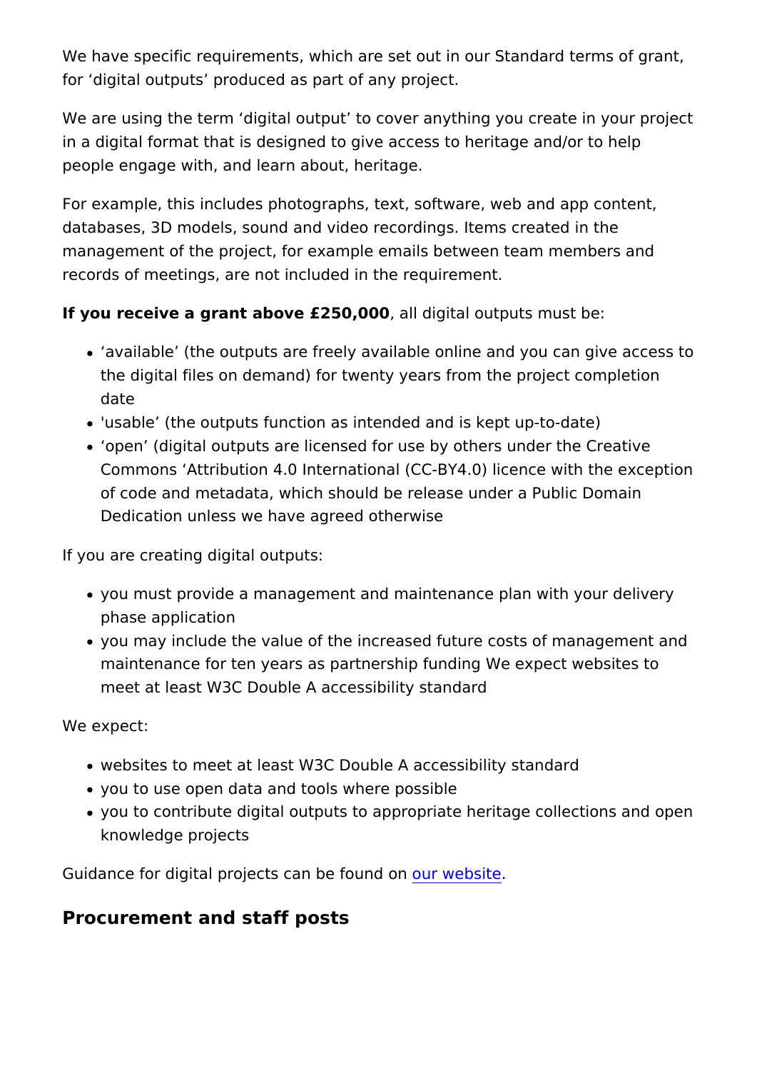We have specific requirements, which are set out in our Standard terms of grant, for 'digital outputs' produced as part of any project.

We are using the term 'digital output' to cover anything you create in your project in a digital format that is designed to give access to heritage and/or to help people engage with, and learn about, heritage.

For example, this includes photographs, text, software, web and app content, databases, 3D models, sound and video recordings. Items created in the management of the project, for example emails between team members and records of meetings, are not included in the requirement.

**If you receive a grant above £250,000**, all digital outputs must be:

- 'available' (the outputs are freely available online and you can give access to the digital files on demand) for twenty years from the project completion date
- 'usable' (the outputs function as intended and is kept up-to-date)
- 'open' (digital outputs are licensed for use by others under the Creative Commons 'Attribution 4.0 International (CC-BY4.0) licence with the exception of code and metadata, which should be release under a Public Domain Dedication unless we have agreed otherwise

If you are creating digital outputs:

- you must provide a management and maintenance plan with your delivery phase application
- you may include the value of the increased future costs of management and maintenance for ten years as partnership funding We expect websites to meet at least W3C Double A accessibility standard

We expect:

- websites to meet at least W3C Double A accessibility standard
- you to use open data and tools where possible
- you to contribute digital outputs to appropriate heritage collections and open knowledge projects

Guidance for digital projects can be found on our website.

## Procurement and staff posts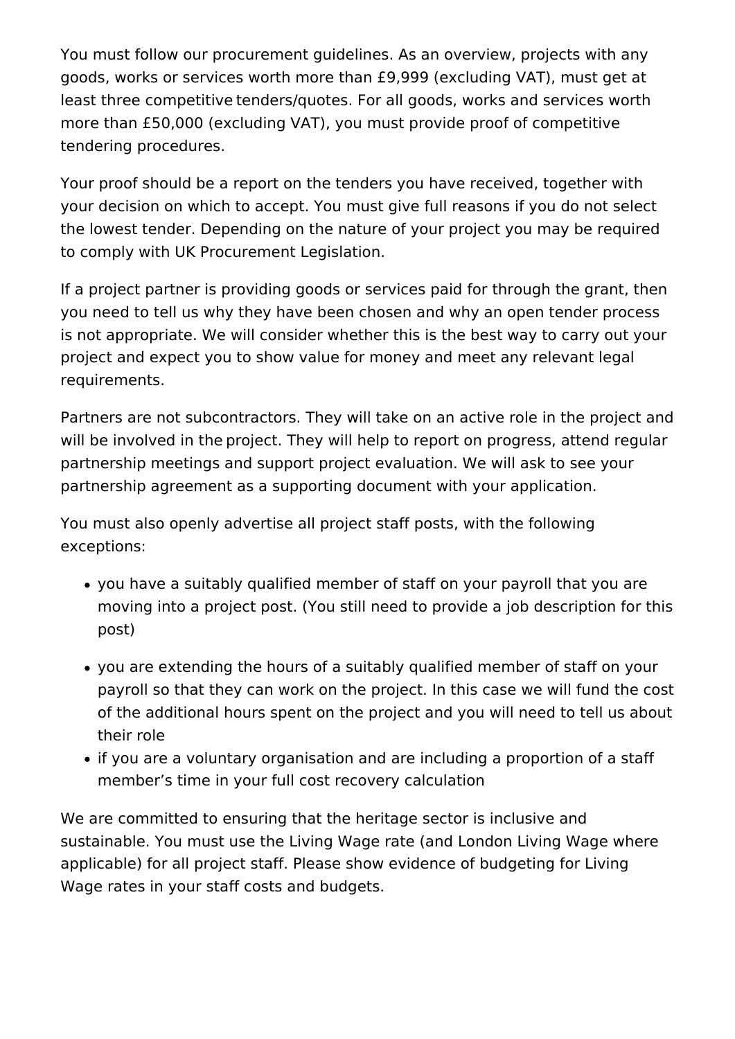You must follow our procurement guidelines. As an overview, projects with any goods, works or services worth more than £9,999 (excluding VAT), must get at least three competitive tenders/quotes. For all goods, works and services worth more than £50,000 (excluding VAT), you must provide proof of competitive tendering procedures.

Your proof should be a report on the tenders you have received, together with your decision on which to accept. You must give full reasons if you do not select the lowest tender. Depending on the nature of your project you may be required to comply with UK Procurement Legislation.

If a project partner is providing goods or services paid for through the grant, then you need to tell us why they have been chosen and why an open tender process is not appropriate. We will consider whether this is the best way to carry out your project and expect you to show value for money and meet any relevant legal requirements.

Partners are not subcontractors. They will take on an active role in the project and will be involved in the project. They will help to report on progress, attend regular partnership meetings and support project evaluation. We will ask to see your partnership agreement as a supporting document with your application.

You must also openly advertise all project staff posts, with the following exceptions:

- you have a suitably qualified member of staff on your payroll that you are moving into a project post. (You still need to provide a job description for this post)
- you are extending the hours of a suitably qualified member of staff on your payroll so that they can work on the project. In this case we will fund the cost of the additional hours spent on the project and you will need to tell us about their role
- if you are a voluntary organisation and are including a proportion of a staff member's time in your full cost recovery calculation

We are committed to ensuring that the heritage sector is inclusive and sustainable. You must use the Living Wage rate (and London Living Wage where applicable) for all project staff. Please show evidence of budgeting for Living Wage rates in your staff costs and budgets.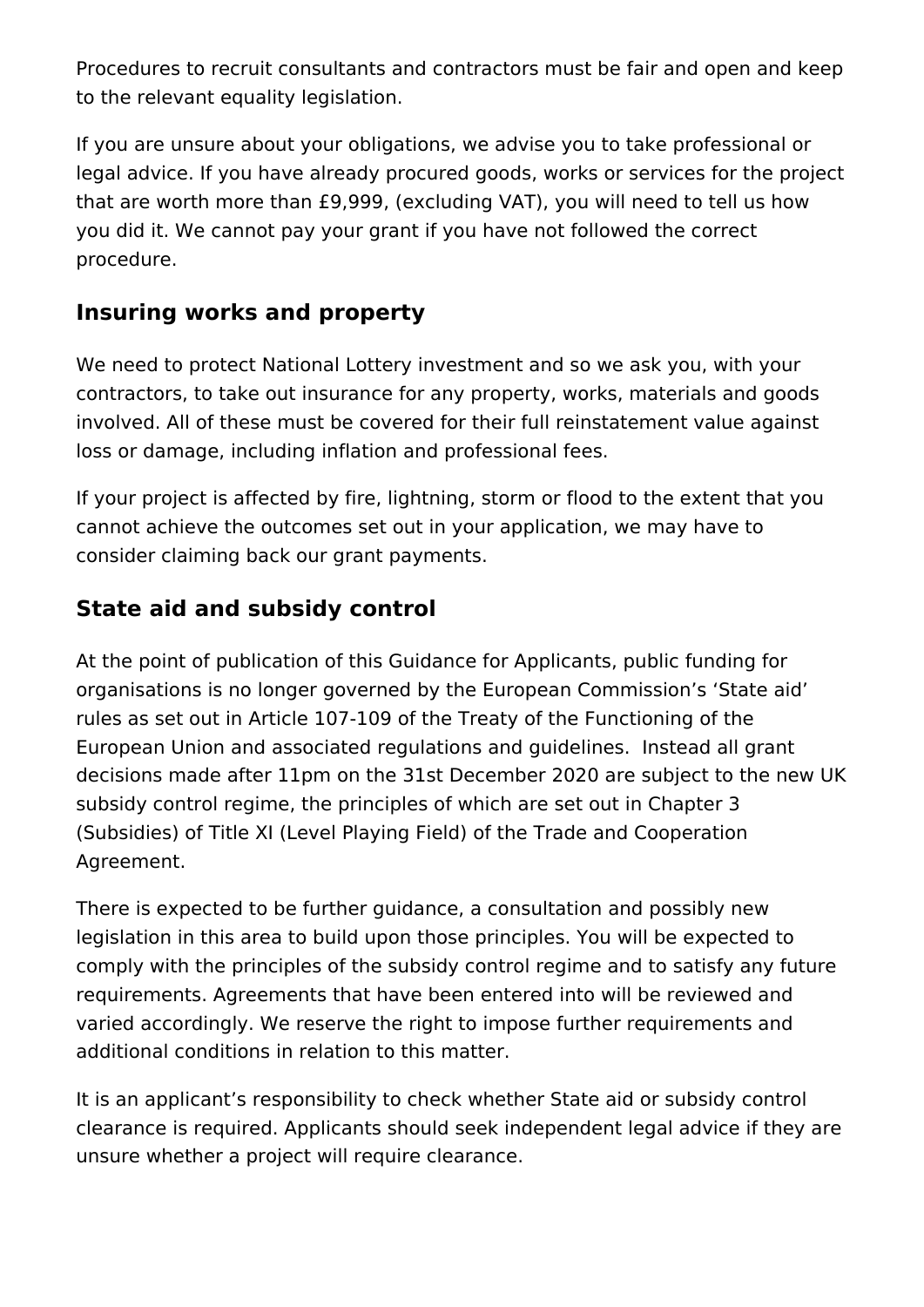Procedures to recruit consultants and contractors must be fair and open and keep to the relevant equality legislation.

If you are unsure about your obligations, we advise you to take professional or legal advice. If you have already procured goods, works or services for the project that are worth more than £9,999, (excluding VAT), you will need to tell us how you did it. We cannot pay your grant if you have not followed the correct procedure.

## Insuring works and property

We need to protect National Lottery investment and so we ask you, with your contractors, to take out insurance for any property, works, materials and goods involved. All of these must be covered for their full reinstatement value against loss or damage, including inflation and professional fees.

If your project is affected by fire, lightning, storm or flood to the extent that you cannot achieve the outcomes set out in your application, we may have to consider claiming back our grant payments.

## State aid and subsidy control

At the point of publication of this Guidance for Applicants, public funding for organisations is no longer governed by the European Commission's 'State aid' rules as set out in Article 107-109 of the Treaty of the Functioning of the European Union and associated regulations and guidelines. Instead all grant decisions made after 11pm on the 31st December 2020 are subject to the new UK subsidy control regime, the principles of which are set out in Chapter 3 (Subsidies) of Title XI (Level Playing Field) of the Trade and Cooperation Agreement.

There is expected to be further guidance, a consultation and possibly new legislation in this area to build upon those principles. You will be expected to comply with the principles of the subsidy control regime and to satisfy any future requirements. Agreements that have been entered into will be reviewed and varied accordingly. We reserve the right to impose further requirements and additional conditions in relation to this matter.

It is an applicant's responsibility to check whether State aid or subsidy control clearance is required. Applicants should seek independent legal advice if they are unsure whether a project will require clearance.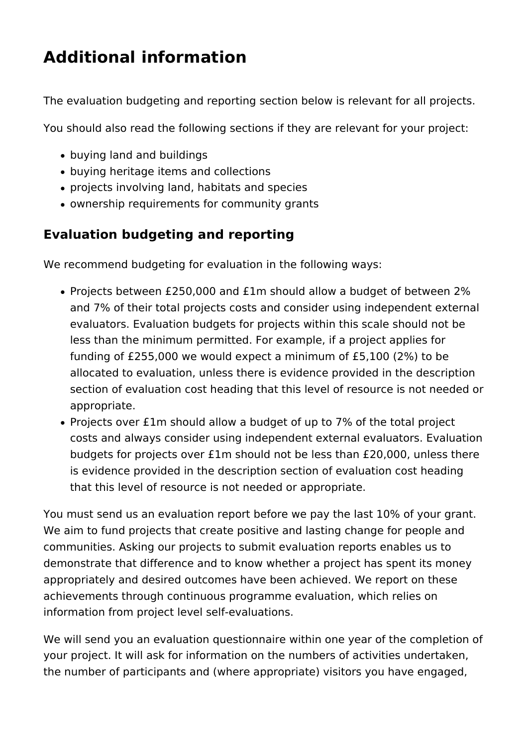# Additional information

The evaluation budgeting and reporting section below is relevant for all projects.

You should also read the following sections if they are relevant for your project:

- buying land and buildings
- buying heritage items and collections
- projects involving land, habitats and species
- ownership requirements for community grants

## Evaluation budgeting and reporting

We recommend budgeting for evaluation in the following ways:

- Projects between £250,000 and £1m should allow a budget of between 2% and 7% of their total projects costs and consider using independent external evaluators. Evaluation budgets for projects within this scale should not be less than the minimum permitted. For example, if a project applies for funding of £255,000 we would expect a minimum of £5,100 (2%) to be allocated to evaluation, unless there is evidence provided in the description section of evaluation cost heading that this level of resource is not needed or appropriate.
- Projects over £1m should allow a budget of up to 7% of the total project costs and always consider using independent external evaluators. Evaluation budgets for projects over £1m should not be less than £20,000, unless there is evidence provided in the description section of evaluation cost heading that this level of resource is not needed or appropriate.

You must send us an evaluation report before we pay the last 10% of your grant. We aim to fund projects that create positive and lasting change for people and communities. Asking our projects to submit evaluation reports enables us to demonstrate that difference and to know whether a project has spent its money appropriately and desired outcomes have been achieved. We report on these achievements through continuous programme evaluation, which relies on information from project level self-evaluations.

We will send you an evaluation questionnaire within one year of the completion of your project. It will ask for information on the numbers of activities undertaken, the number of participants and (where appropriate) visitors you have engaged,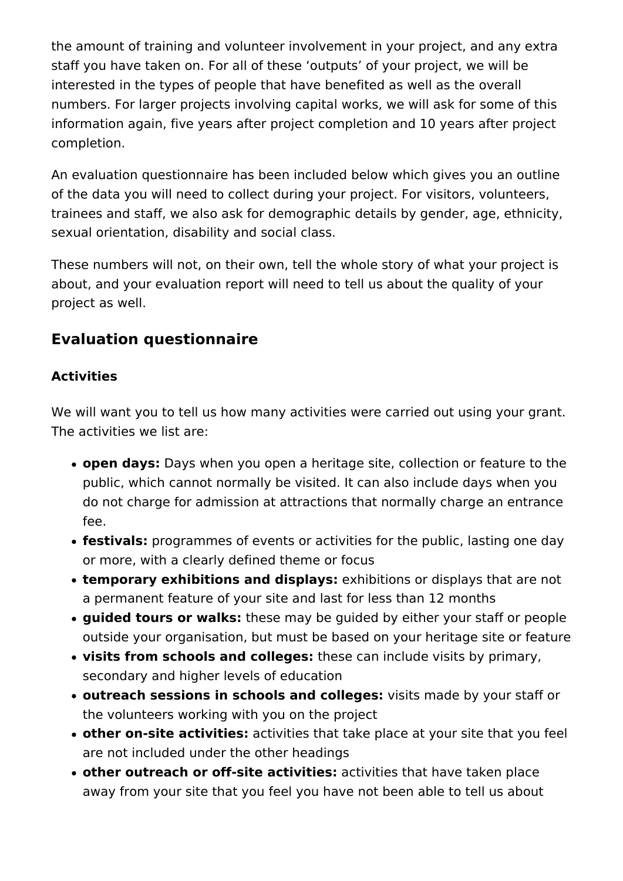the amount of training and volunteer involvement in your project, and any extra staff you have taken on. For all of these 'outputs' of your project, we will be interested in the types of people that have benefited as well as the overall numbers. For larger projects involving capital works, we will ask for some of this information again, five years after project completion and 10 years after project completion.

An evaluation questionnaire has been included below which gives you an outline of the data you will need to collect during your project. For visitors, volunteers, trainees and staff, we also ask for demographic details by gender, age, ethnicity, sexual orientation, disability and social class.

These numbers will not, on their own, tell the whole story of what your project is about, and your evaluation report will need to tell us about the quality of your project as well.

## Evaluation questionnaire

### Activities

We will want you to tell us how many activities were carried out using your grant. The activities we list are:

- **open days:** Days when you open a heritage site, collection or feature to the public, which cannot normally be visited. It can also include days when you do not charge for admission at attractions that normally charge an entrance fee.
- **festivals:** programmes of events or activities for the public, lasting one day or more, with a clearly defined theme or focus
- **temporary exhibitions and displays:** exhibitions or displays that are not a permanent feature of your site and last for less than 12 months
- **guided tours or walks:** these may be guided by either your staff or people outside your organisation, but must be based on your heritage site or feature
- **visits from schools and colleges:** these can include visits by primary, secondary and higher levels of education
- **outreach sessions in schools and colleges:** visits made by your staff or the volunteers working with you on the project
- **other on-site activities:** activities that take place at your site that you feel are not included under the other headings
- **other outreach or off-site activities:** activities that have taken place away from your site that you feel you have not been able to tell us about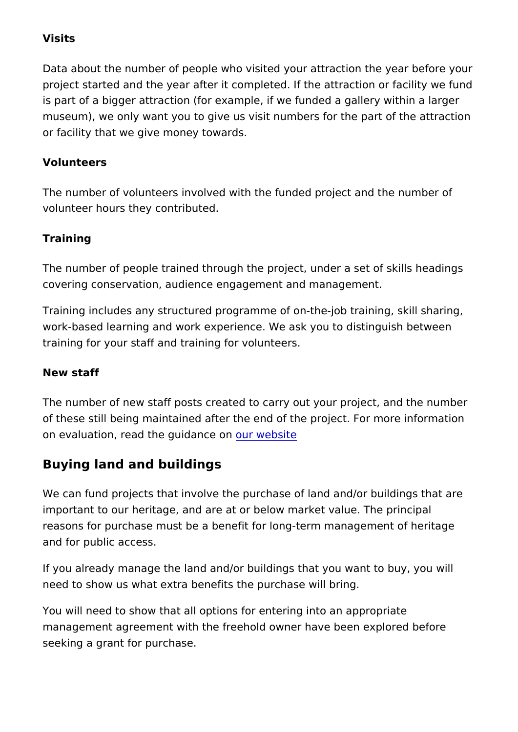**Visits**

Data about the number of people who visited your attraction the year before your project started and the year after it completed. If the attraction or facility we fund is part of a bigger attraction (for example, if we funded a gallery within a larger museum), we only want you to give us visit numbers for the part of the attraction or facility that we give money towards.

**Volunteers**

The number of volunteers involved with the funded project and the number of volunteer hours they contributed.

**Training**

The number of people trained through the project, under a set of skills headings covering conservation, audience engagement and management.

Training includes any structured programme of on-the-job training, skill sharing, work-based learning and work experience. We ask you to distinguish between training for your staff and training for volunteers.

**New staff**

The number of new staff posts created to carry out your project, and the number of these still being maintained after the end of the project. For more information on evaluation, read the guidance on our website

## Buying land and buildings

We can fund projects that involve the purchase of land and/or buildings that are important to our heritage, and are at or below market value. The principal reasons for purchase must be a benefit for long-term management of heritage and for public access.

If you already manage the land and/or buildings that you want to buy, you will need to show us what extra benefits the purchase will bring.

You will need to show that all options for entering into an appropriate management agreement with the freehold owner have been explored before seeking a grant for purchase.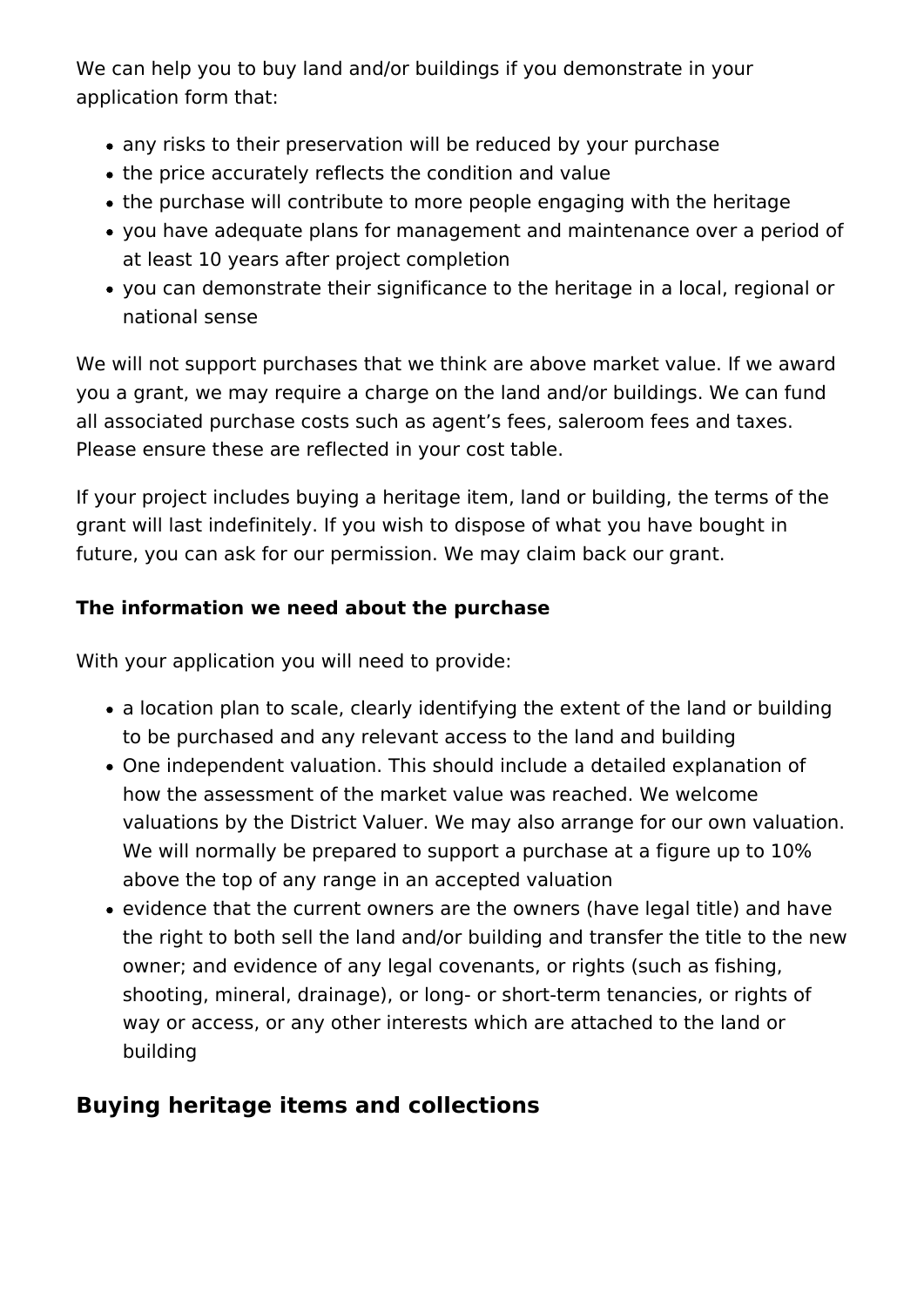We can help you to buy land and/or buildings if you demonstrate in your application form that:

- any risks to their preservation will be reduced by your purchase
- the price accurately reflects the condition and value
- the purchase will contribute to more people engaging with the heritage
- you have adequate plans for management and maintenance over a period of at least 10 years after project completion
- you can demonstrate their significance to the heritage in a local, regional or national sense

We will not support purchases that we think are above market value. If we award you a grant, we may require a charge on the land and/or buildings. We can fund all associated purchase costs such as agent's fees, saleroom fees and taxes. Please ensure these are reflected in your cost table.

If your project includes buying a heritage item, land or building, the terms of the grant will last indefinitely. If you wish to dispose of what you have bought in future, you can ask for our permission. We may claim back our grant.

**The information we need about the purchase**

With your application you will need to provide:

- a location plan to scale, clearly identifying the extent of the land or building to be purchased and any relevant access to the land and building
- One independent valuation. This should include a detailed explanation of how the assessment of the market value was reached. We welcome valuations by the District Valuer. We may also arrange for our own valuation. We will normally be prepared to support a purchase at a figure up to 10% above the top of any range in an accepted valuation
- evidence that the current owners are the owners (have legal title) and have the right to both sell the land and/or building and transfer the title to the new owner; and evidence of any legal covenants, or rights (such as fishing, shooting, mineral, drainage), or long- or short-term tenancies, or rights of way or access, or any other interests which are attached to the land or building

## Buying heritage items and collections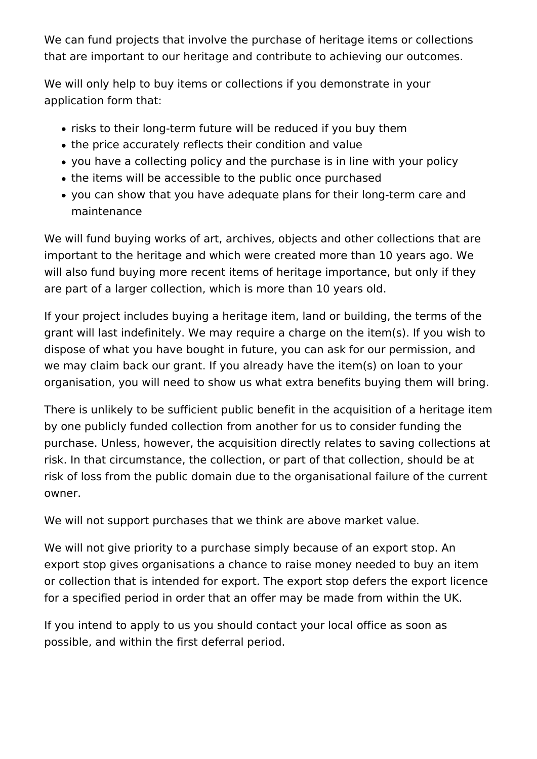We can fund projects that involve the purchase of heritage items or collections that are important to our heritage and contribute to achieving our outcomes.

We will only help to buy items or collections if you demonstrate in your application form that:

- risks to their long-term future will be reduced if you buy them
- the price accurately reflects their condition and value
- you have a collecting policy and the purchase is in line with your policy
- the items will be accessible to the public once purchased
- you can show that you have adequate plans for their long-term care and maintenance

We will fund buying works of art, archives, objects and other collections that are important to the heritage and which were created more than 10 years ago. We will also fund buying more recent items of heritage importance, but only if they are part of a larger collection, which is more than 10 years old.

If your project includes buying a heritage item, land or building, the terms of the grant will last indefinitely. We may require a charge on the item(s). If you wish to dispose of what you have bought in future, you can ask for our permission, and we may claim back our grant. If you already have the item(s) on loan to your organisation, you will need to show us what extra benefits buying them will bring.

There is unlikely to be sufficient public benefit in the acquisition of a heritage item by one publicly funded collection from another for us to consider funding the purchase. Unless, however, the acquisition directly relates to saving collections at risk. In that circumstance, the collection, or part of that collection, should be at risk of loss from the public domain due to the organisational failure of the current owner.

We will not support purchases that we think are above market value.

We will not give priority to a purchase simply because of an export stop. An export stop gives organisations a chance to raise money needed to buy an item or collection that is intended for export. The export stop defers the export licence for a specified period in order that an offer may be made from within the UK.

If you intend to apply to us you should contact your local office as soon as possible, and within the first deferral period.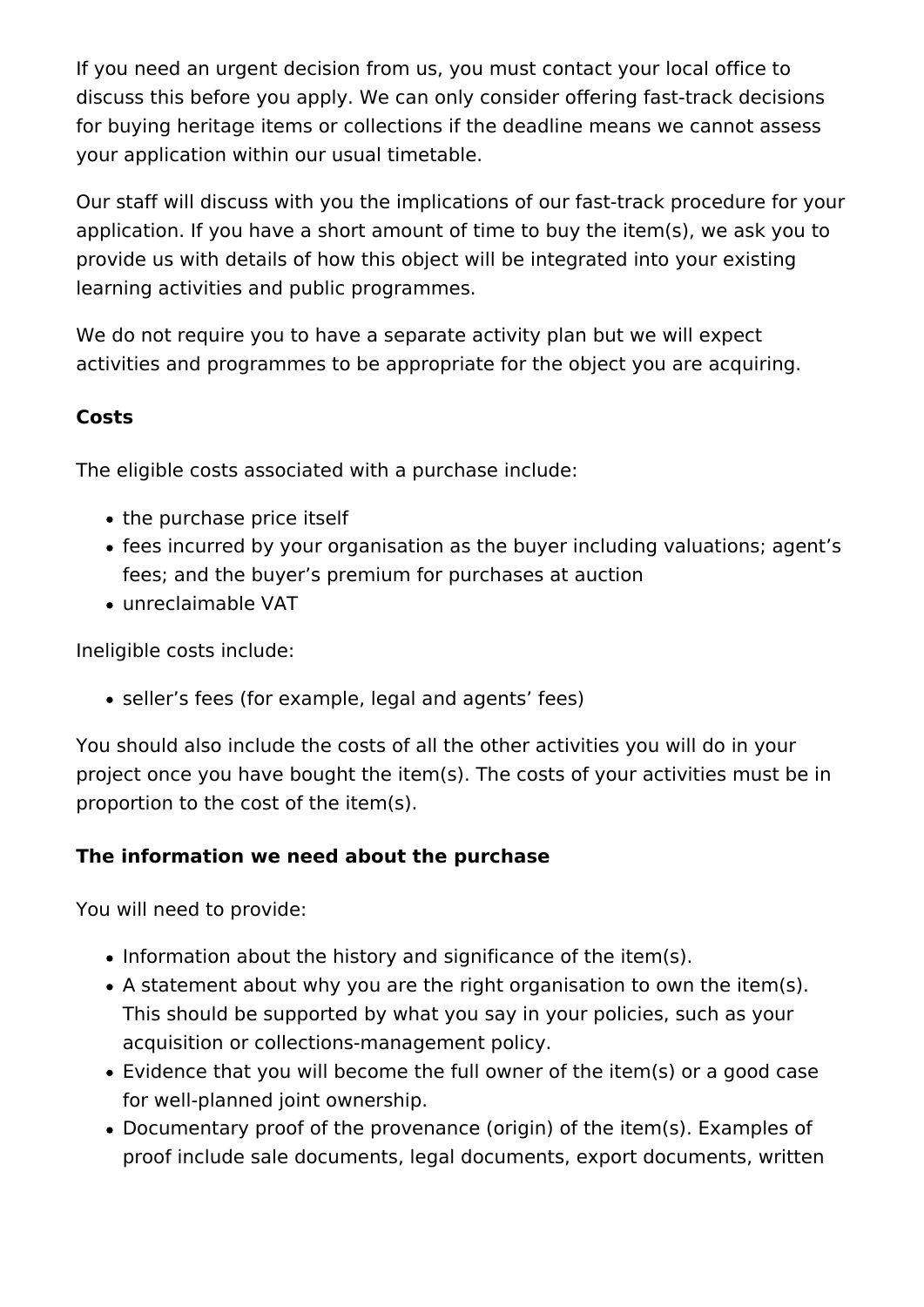If you need an urgent decision from us, you must contact your local office to discuss this before you apply. We can only consider offering fast-track decisions for buying heritage items or collections if the deadline means we cannot assess your application within our usual timetable.

Our staff will discuss with you the implications of our fast-track procedure for your application. If you have a short amount of time to buy the item(s), we ask you to provide us with details of how this object will be integrated into your existing learning activities and public programmes.

We do not require you to have a separate activity plan but we will expect activities and programmes to be appropriate for the object you are acquiring.

**Costs**

The eligible costs associated with a purchase include:

- the purchase price itself
- fees incurred by your organisation as the buyer including valuations; agent's fees; and the buyer's premium for purchases at auction
- unreclaimable VAT

Ineligible costs include:

- seller's fees (for example, legal and agents' fees)

You should also include the costs of all the other activities you will do in your project once you have bought the item(s). The costs of your activities must be in proportion to the cost of the item(s).

**The information we need about the purchase**

You will need to provide:

- Information about the history and significance of the item(s).
- A statement about why you are the right organisation to own the item(s). This should be supported by what you say in your policies, such as your acquisition or collections-management policy.
- Evidence that you will become the full owner of the item(s) or a good case for well-planned joint ownership.
- Documentary proof of the provenance (origin) of the item(s). Examples of proof include sale documents, legal documents, export documents, written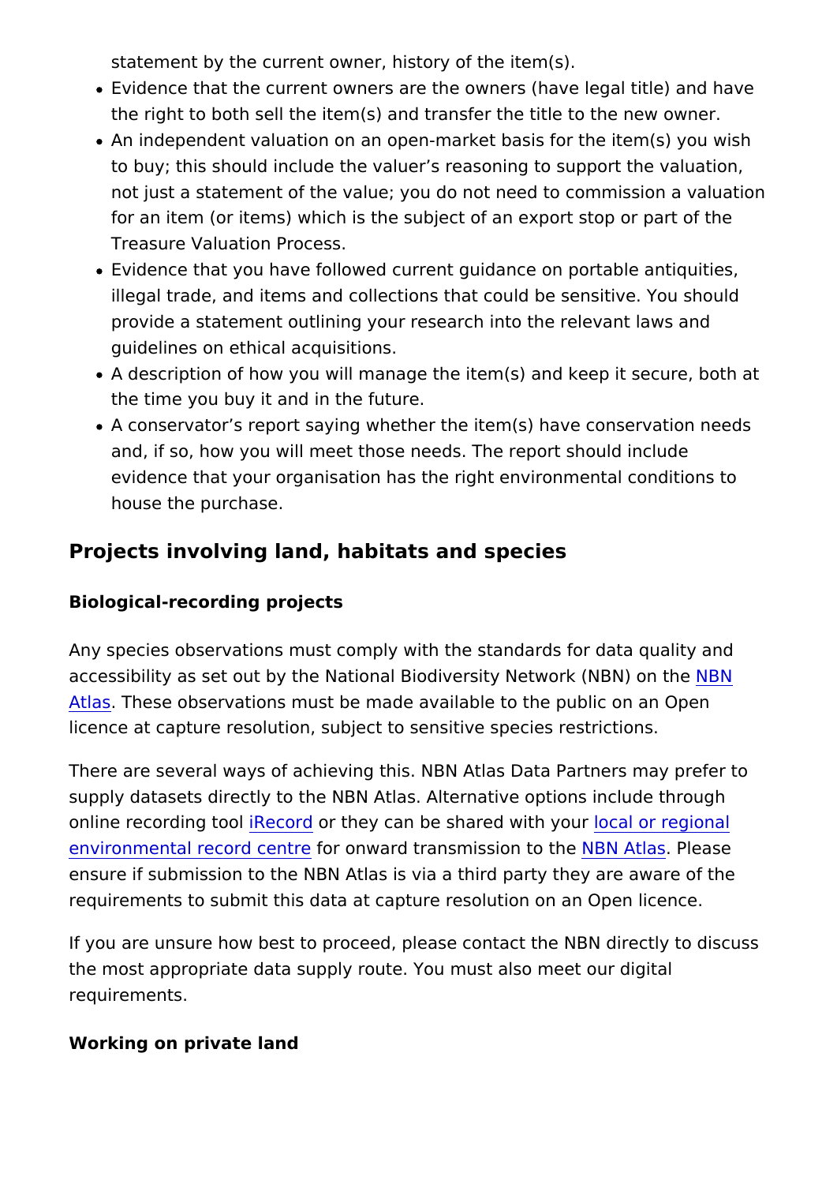statement by the current owner, history of the item(s).

- Evidence that the current owners are the owners (have legal title) and have the right to both sell the item(s) and transfer the title to the new owner.
- An independent valuation on an open-market basis for the item(s) you wish to buy; this should include the valuer's reasoning to support the valuation, not just a statement of the value; you do not need to commission a valuation for an item (or items) which is the subject of an export stop or part of the Treasure Valuation Process.
- Evidence that you have followed current guidance on portable antiquities, illegal trade, and items and collections that could be sensitive. You should provide a statement outlining your research into the relevant laws and guidelines on ethical acquisitions.
- A description of how you will manage the item(s) and keep it secure, both at the time you buy it and in the future.
- A conservator's report saying whether the item(s) have conservation needs and, if so, how you will meet those needs. The report should include evidence that your organisation has the right environmental conditions to house the purchase.

## Projects involving land, habitats and species

### Biological-recording projects

Any species observations must comply with the standards for data quality and accessibility as set out by the National Biodiversity Network (NBN) on the NBN Atlas. These observations must be made available to the public on an Open licence at capture resolution, subject to sensitive species restrictions.

There are several ways of achieving this. NBN Atlas Data Partners may prefer to supply datasets directly to the NBN Atlas. Alternative options include through online recording tool iRecord or they can be shared with your local or regional environmental record centre for onward transmission to the NBN Atlas. Please ensure if submission to the NBN Atlas is via a third party they are aware of the requirements to submit this data at capture resolution on an Open licence.

If you are unsure how best to proceed, please contact the NBN directly to discuss the most appropriate data supply route. You must also meet our digital requirements.

### Working on private land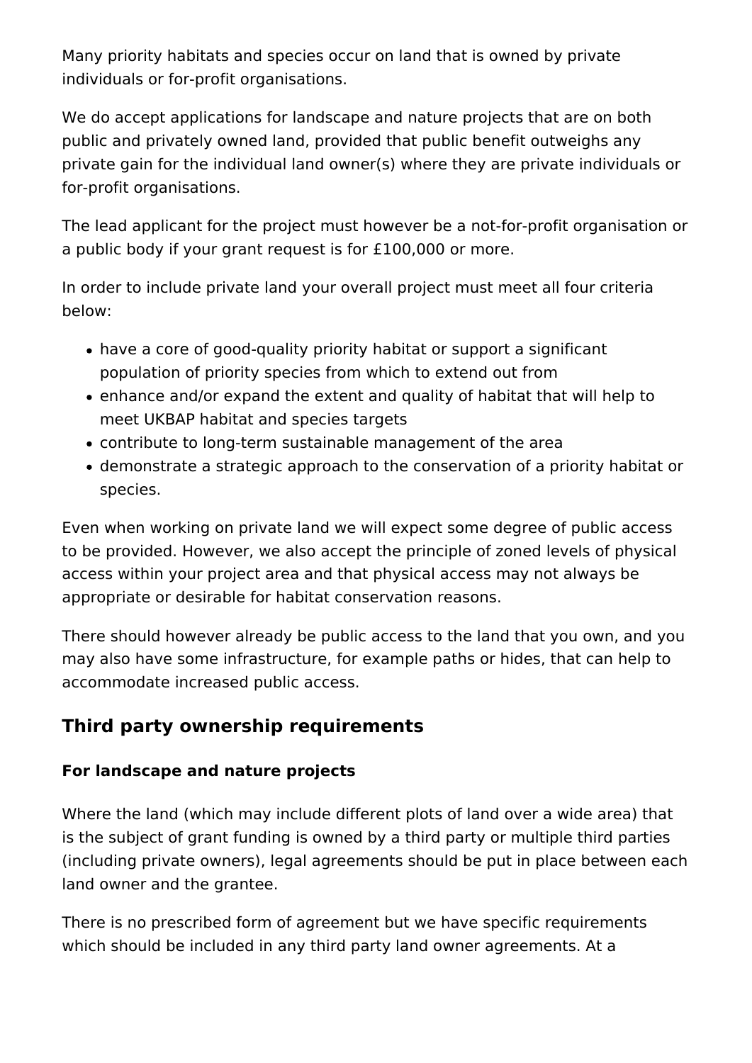Many priority habitats and species occur on land that is owned by private individuals or for-profit organisations.

We do accept applications for landscape and nature projects that are on both public and privately owned land, provided that public benefit outweighs any private gain for the individual land owner(s) where they are private individuals or for-profit organisations.

The lead applicant for the project must however be a not-for-profit organisation or a public body if your grant request is for £100,000 or more.

In order to include private land your overall project must meet all four criteria below:

- have a core of good-quality priority habitat or support a significant population of priority species from which to extend out from
- enhance and/or expand the extent and quality of habitat that will help to meet UKBAP habitat and species targets
- contribute to long-term sustainable management of the area
- demonstrate a strategic approach to the conservation of a priority habitat or species.

Even when working on private land we will expect some degree of public access to be provided. However, we also accept the principle of zoned levels of physical access within your project area and that physical access may not always be appropriate or desirable for habitat conservation reasons.

There should however already be public access to the land that you own, and you may also have some infrastructure, for example paths or hides, that can help to accommodate increased public access.

## Third party ownership requirements

### For landscape and nature projects

Where the land (which may include different plots of land over a wide area) that is the subject of grant funding is owned by a third party or multiple third parties (including private owners), legal agreements should be put in place between each land owner and the grantee.

There is no prescribed form of agreement but we have specific requirements which should be included in any third party land owner agreements. At a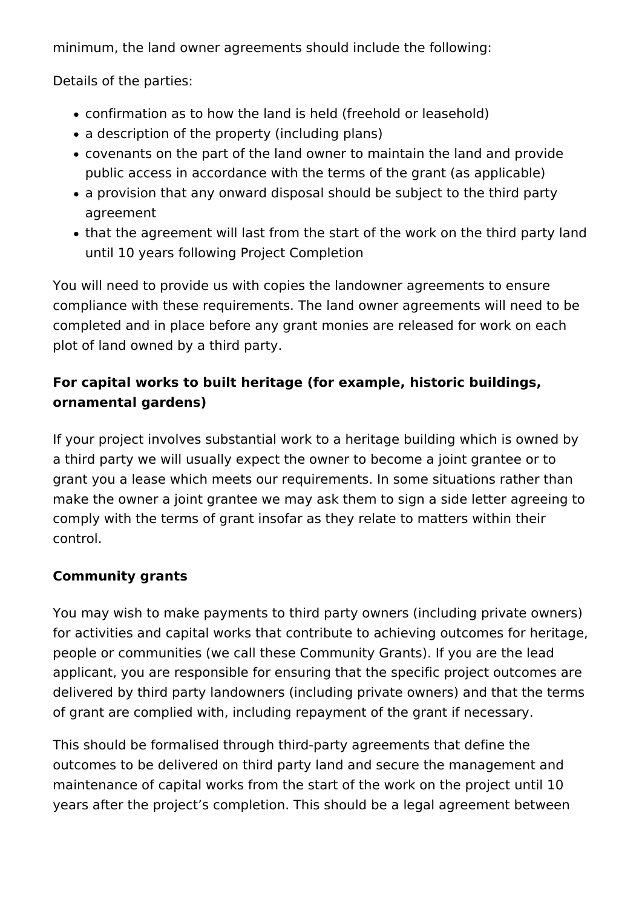minimum, the land owner agreements should include the following:

Details of the parties:

- confirmation as to how the land is held (freehold or leasehold)
- a description of the property (including plans)
- covenants on the part of the land owner to maintain the land and provide public access in accordance with the terms of the grant (as applicable)
- a provision that any onward disposal should be subject to the third party agreement
- that the agreement will last from the start of the work on the third party land until 10 years following Project Completion

You will need to provide us with copies the landowner agreements to ensure compliance with these requirements. The land owner agreements will need to be completed and in place before any grant monies are released for work on each plot of land owned by a third party.

### For capital works to built heritage (for example, historic buildings, ornamental gardens)

If your project involves substantial work to a heritage building which is owned by a third party we will usually expect the owner to become a joint grantee or to grant you a lease which meets our requirements. In some situations rather than make the owner a joint grantee we may ask them to sign a side letter agreeing to comply with the terms of grant insofar as they relate to matters within their control.

### Community grants

You may wish to make payments to third party owners (including private owners) for activities and capital works that contribute to achieving outcomes for heritage, people or communities (we call these Community Grants). If you are the lead applicant, you are responsible for ensuring that the specific project outcomes are delivered by third party landowners (including private owners) and that the terms of grant are complied with, including repayment of the grant if necessary.

This should be formalised through third-party agreements that define the outcomes to be delivered on third party land and secure the management and maintenance of capital works from the start of the work on the project until 10 years after the project's completion. This should be a legal agreement between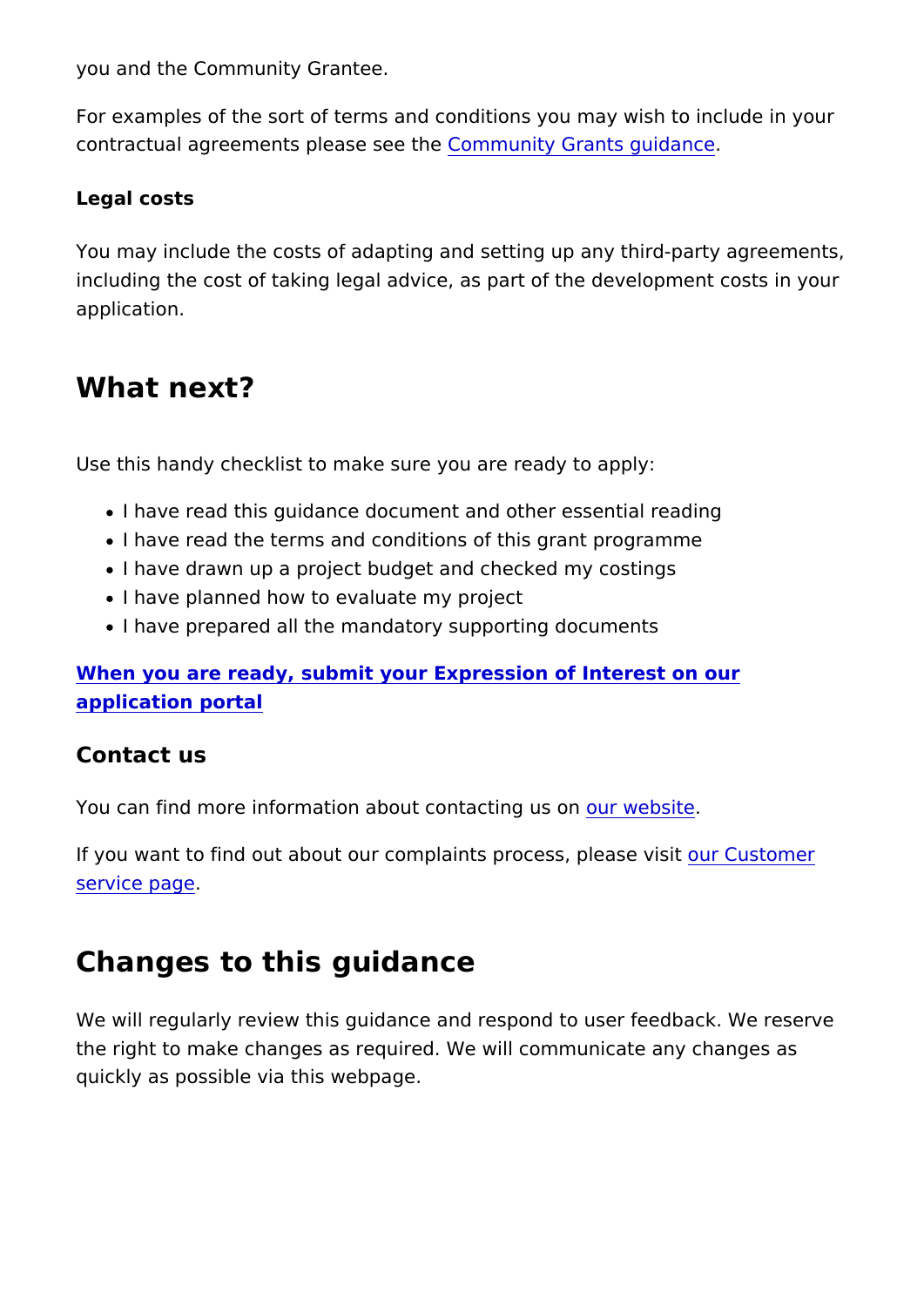you and the Community Grantee.

For examples of the sort of terms and conditions you may wish to include in your contractual agreements please see the Community Grants guidance.

**Legal costs**

You may include the costs of adapting and setting up any third-party agreements, including the cost of taking legal advice, as part of the development costs in your application.

## What next?

Use this handy checklist to make sure you are ready to apply:

- I have read this guidance document and other essential reading
- I have read the terms and conditions of this grant programme
- I have drawn up a project budget and checked my costings
- I have planned how to evaluate my project
- I have prepared all the mandatory supporting documents

**When you are ready, submit your Expression of Interest on our application portal**

### Contact us

You can find more information about contacting us on our website.

If you want to find out about our complaints process, please visit our Customer service page.

## Changes to this guidance

We will regularly review this guidance and respond to user feedback. We reserve the right to make changes as required. We will communicate any changes as quickly as possible via this webpage.